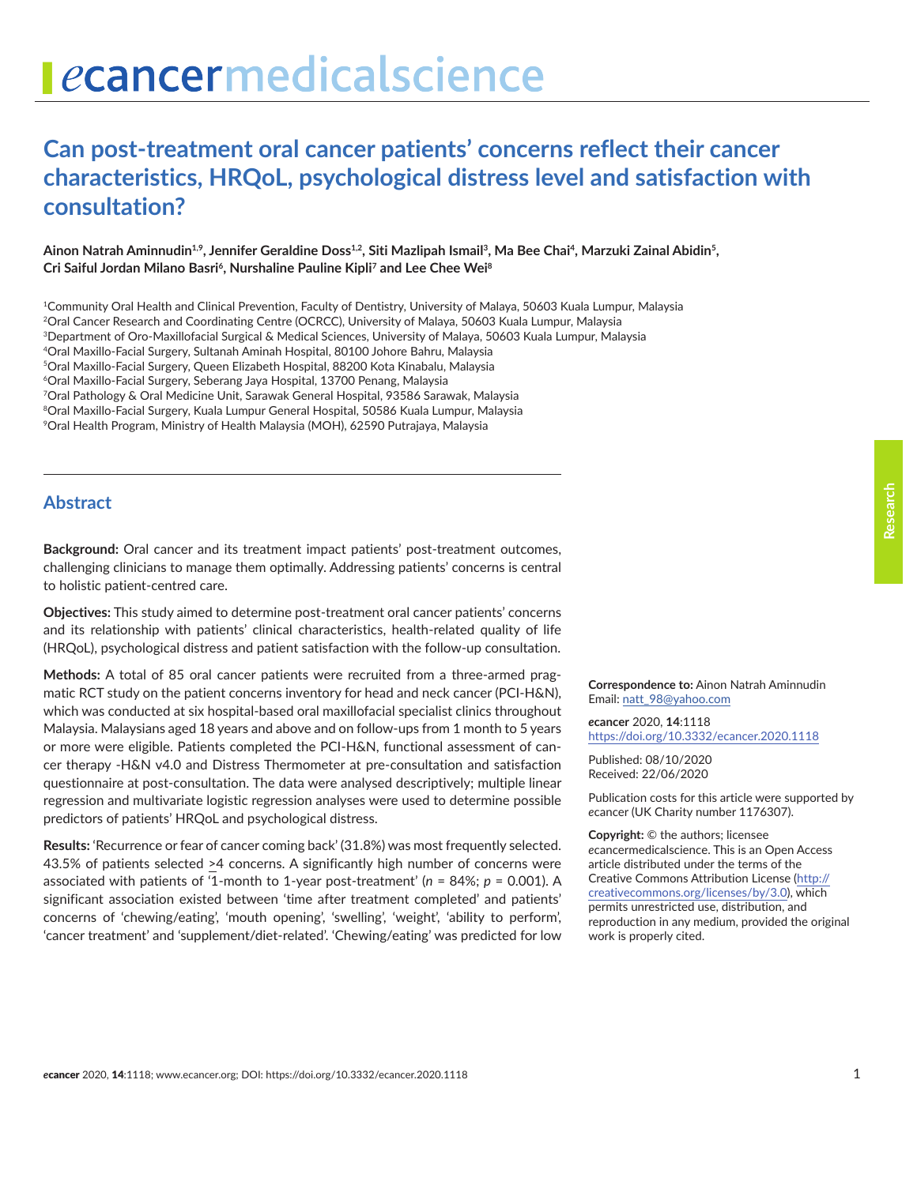# Can post-treatment oral cancer patients' concerns reflect their cancer characteristics, HRQoL, psychological distress level and satisfaction with consultation?

**Ainon Natrah Aminnudin[1,9], Jennifer Geraldine Doss[1,2], Siti Mazlipah Ismail[3], Ma Bee Chai[4], Marzuki Zainal Abidin[5], Cri Saiful Jordan Milano Basri[6], Nurshaline Pauline Kipli[7] and Lee Chee Wei[8]**

[1]Community Oral Health and Clinical Prevention, Faculty of Dentistry, University of Malaya, 50603 Kuala Lumpur, Malaysia
[2]Oral Cancer Research and Coordinating Centre (OCRCC), University of Malaya, 50603 Kuala Lumpur, Malaysia
[3]Department of Oro-Maxillofacial Surgical & Medical Sciences, University of Malaya, 50603 Kuala Lumpur, Malaysia
[4]Oral Maxillo-Facial Surgery, Sultanah Aminah Hospital, 80100 Johore Bahru, Malaysia
[5]Oral Maxillo-Facial Surgery, Queen Elizabeth Hospital, 88200 Kota Kinabalu, Malaysia
[6]Oral Maxillo-Facial Surgery, Seberang Jaya Hospital, 13700 Penang, Malaysia
[7]Oral Pathology & Oral Medicine Unit, Sarawak General Hospital, 93586 Sarawak, Malaysia
[8]Oral Maxillo-Facial Surgery, Kuala Lumpur General Hospital, 50586 Kuala Lumpur, Malaysia
[9]Oral Health Program, Ministry of Health Malaysia (MOH), 62590 Putrajaya, Malaysia

## Abstract

**Background:** Oral cancer and its treatment impact patients' post-treatment outcomes, challenging clinicians to manage them optimally. Addressing patients' concerns is central to holistic patient-centred care.

**Objectives:** This study aimed to determine post-treatment oral cancer patients' concerns and its relationship with patients' clinical characteristics, health-related quality of life (HRQoL), psychological distress and patient satisfaction with the follow-up consultation.

**Methods:** A total of 85 oral cancer patients were recruited from a three-armed pragmatic RCT study on the patient concerns inventory for head and neck cancer (PCI-H&N), which was conducted at six hospital-based oral maxillofacial specialist clinics throughout Malaysia. Malaysians aged 18 years and above and on follow-ups from 1 month to 5 years or more were eligible. Patients completed the PCI-H&N, functional assessment of cancer therapy -H&N v4.0 and Distress Thermometer at pre-consultation and satisfaction questionnaire at post-consultation. The data were analysed descriptively; multiple linear regression and multivariate logistic regression analyses were used to determine possible predictors of patients' HRQoL and psychological distress.

**Results:** 'Recurrence or fear of cancer coming back' (31.8%) was most frequently selected. 43.5% of patients selected ≥4 concerns. A significantly high number of concerns were associated with patients of '1-month to 1-year post-treatment' ($n$ = 84%; $p$ = 0.001). A significant association existed between 'time after treatment completed' and patients' concerns of 'chewing/eating', 'mouth opening', 'swelling', 'weight', 'ability to perform', 'cancer treatment' and 'supplement/diet-related'. 'Chewing/eating' was predicted for low

**Correspondence to:** Ainon Natrah Aminnudin
Email: natt_98@yahoo.com

*e*cancer 2020, **14**:1118
https://doi.org/10.3332/ecancer.2020.1118

Published: 08/10/2020
Received: 22/06/2020

Publication costs for this article were supported by *e*cancer (UK Charity number 1176307).

**Copyright:** © the authors; licensee *e*cancermedicalscience. This is an Open Access article distributed under the terms of the Creative Commons Attribution License (http://creativecommons.org/licenses/by/3.0), which permits unrestricted use, distribution, and reproduction in any medium, provided the original work is properly cited.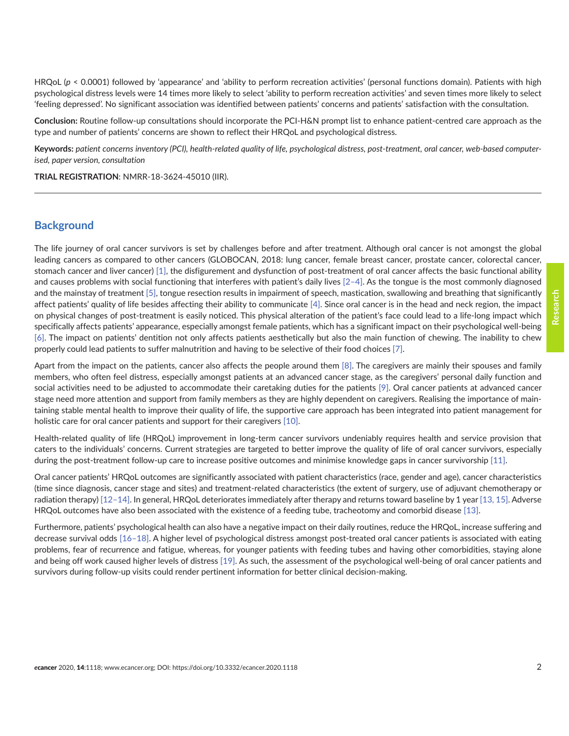HRQoL ($p$ < 0.0001) followed by 'appearance' and 'ability to perform recreation activities' (personal functions domain). Patients with high psychological distress levels were 14 times more likely to select 'ability to perform recreation activities' and seven times more likely to select 'feeling depressed'. No significant association was identified between patients' concerns and patients' satisfaction with the consultation.

**Conclusion:** Routine follow-up consultations should incorporate the PCI-H&N prompt list to enhance patient-centred care approach as the type and number of patients' concerns are shown to reflect their HRQoL and psychological distress.

**Keywords:** *patient concerns inventory (PCI), health-related quality of life, psychological distress, post-treatment, oral cancer, web-based computerised, paper version, consultation*

**TRIAL REGISTRATION**: NMRR-18-3624-45010 (IIR).

---

## Background

The life journey of oral cancer survivors is set by challenges before and after treatment. Although oral cancer is not amongst the global leading cancers as compared to other cancers (GLOBOCAN, 2018: lung cancer, female breast cancer, prostate cancer, colorectal cancer, stomach cancer and liver cancer) [1], the disfigurement and dysfunction of post-treatment of oral cancer affects the basic functional ability and causes problems with social functioning that interferes with patient's daily lives [2–4]. As the tongue is the most commonly diagnosed and the mainstay of treatment [5], tongue resection results in impairment of speech, mastication, swallowing and breathing that significantly affect patients' quality of life besides affecting their ability to communicate [4]. Since oral cancer is in the head and neck region, the impact on physical changes of post-treatment is easily noticed. This physical alteration of the patient's face could lead to a life-long impact which specifically affects patients' appearance, especially amongst female patients, which has a significant impact on their psychological well-being [6]. The impact on patients' dentition not only affects patients aesthetically but also the main function of chewing. The inability to chew properly could lead patients to suffer malnutrition and having to be selective of their food choices [7].

Apart from the impact on the patients, cancer also affects the people around them [8]. The caregivers are mainly their spouses and family members, who often feel distress, especially amongst patients at an advanced cancer stage, as the caregivers' personal daily function and social activities need to be adjusted to accommodate their caretaking duties for the patients [9]. Oral cancer patients at advanced cancer stage need more attention and support from family members as they are highly dependent on caregivers. Realising the importance of maintaining stable mental health to improve their quality of life, the supportive care approach has been integrated into patient management for holistic care for oral cancer patients and support for their caregivers [10].

Health-related quality of life (HRQoL) improvement in long-term cancer survivors undeniably requires health and service provision that caters to the individuals' concerns. Current strategies are targeted to better improve the quality of life of oral cancer survivors, especially during the post-treatment follow-up care to increase positive outcomes and minimise knowledge gaps in cancer survivorship [11].

Oral cancer patients' HRQoL outcomes are significantly associated with patient characteristics (race, gender and age), cancer characteristics (time since diagnosis, cancer stage and sites) and treatment-related characteristics (the extent of surgery, use of adjuvant chemotherapy or radiation therapy) [12–14]. In general, HRQoL deteriorates immediately after therapy and returns toward baseline by 1 year [13, 15]. Adverse HRQoL outcomes have also been associated with the existence of a feeding tube, tracheotomy and comorbid disease [13].

Furthermore, patients' psychological health can also have a negative impact on their daily routines, reduce the HRQoL, increase suffering and decrease survival odds [16–18]. A higher level of psychological distress amongst post-treated oral cancer patients is associated with eating problems, fear of recurrence and fatigue, whereas, for younger patients with feeding tubes and having other comorbidities, staying alone and being off work caused higher levels of distress [19]. As such, the assessment of the psychological well-being of oral cancer patients and survivors during follow-up visits could render pertinent information for better clinical decision-making.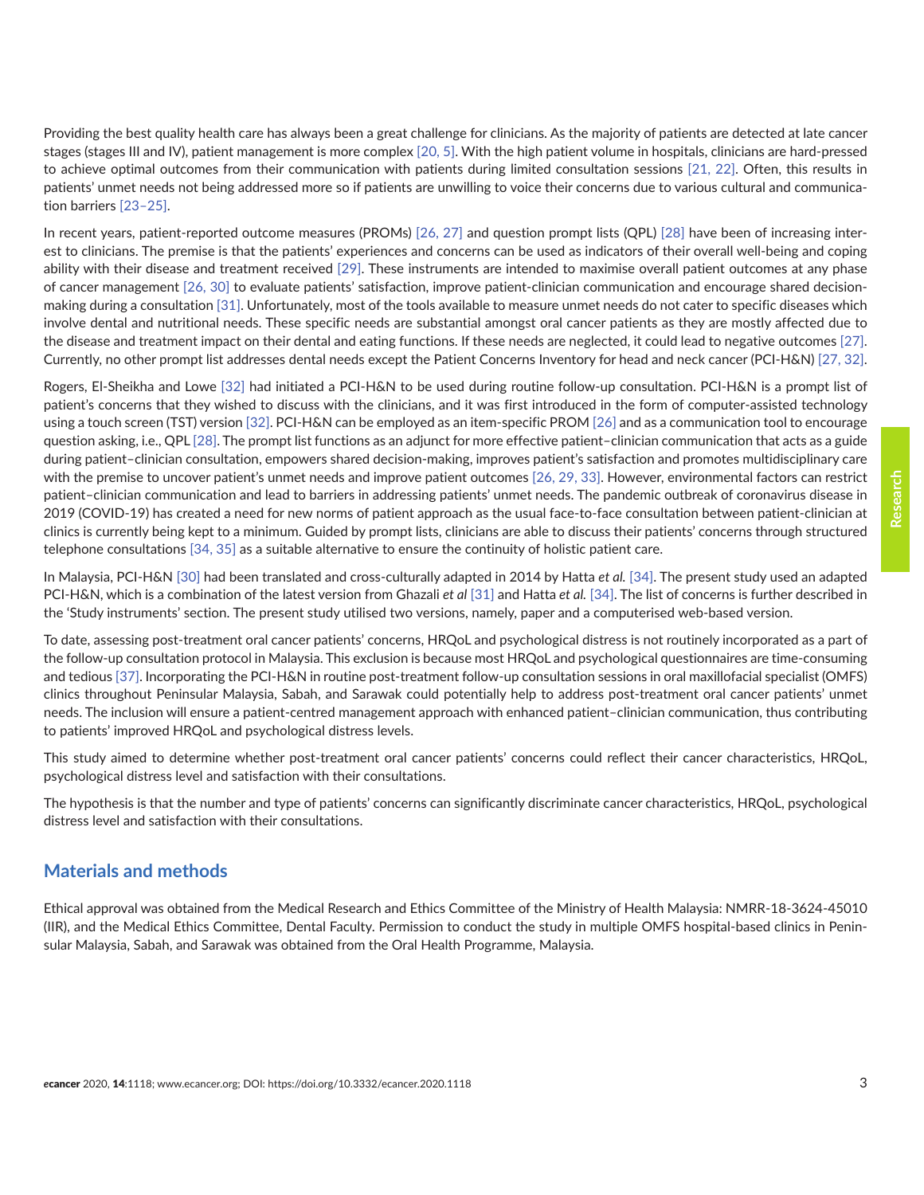Providing the best quality health care has always been a great challenge for clinicians. As the majority of patients are detected at late cancer stages (stages III and IV), patient management is more complex [20, 5]. With the high patient volume in hospitals, clinicians are hard-pressed to achieve optimal outcomes from their communication with patients during limited consultation sessions [21, 22]. Often, this results in patients' unmet needs not being addressed more so if patients are unwilling to voice their concerns due to various cultural and communication barriers [23–25].

In recent years, patient-reported outcome measures (PROMs) [26, 27] and question prompt lists (QPL) [28] have been of increasing interest to clinicians. The premise is that the patients' experiences and concerns can be used as indicators of their overall well-being and coping ability with their disease and treatment received [29]. These instruments are intended to maximise overall patient outcomes at any phase of cancer management [26, 30] to evaluate patients' satisfaction, improve patient-clinician communication and encourage shared decision-making during a consultation [31]. Unfortunately, most of the tools available to measure unmet needs do not cater to specific diseases which involve dental and nutritional needs. These specific needs are substantial amongst oral cancer patients as they are mostly affected due to the disease and treatment impact on their dental and eating functions. If these needs are neglected, it could lead to negative outcomes [27]. Currently, no other prompt list addresses dental needs except the Patient Concerns Inventory for head and neck cancer (PCI-H&N) [27, 32].

Rogers, El-Sheikha and Lowe [32] had initiated a PCI-H&N to be used during routine follow-up consultation. PCI-H&N is a prompt list of patient's concerns that they wished to discuss with the clinicians, and it was first introduced in the form of computer-assisted technology using a touch screen (TST) version [32]. PCI-H&N can be employed as an item-specific PROM [26] and as a communication tool to encourage question asking, i.e., QPL [28]. The prompt list functions as an adjunct for more effective patient–clinician communication that acts as a guide during patient–clinician consultation, empowers shared decision-making, improves patient's satisfaction and promotes multidisciplinary care with the premise to uncover patient's unmet needs and improve patient outcomes [26, 29, 33]. However, environmental factors can restrict patient–clinician communication and lead to barriers in addressing patients' unmet needs. The pandemic outbreak of coronavirus disease in 2019 (COVID-19) has created a need for new norms of patient approach as the usual face-to-face consultation between patient-clinician at clinics is currently being kept to a minimum. Guided by prompt lists, clinicians are able to discuss their patients' concerns through structured telephone consultations [34, 35] as a suitable alternative to ensure the continuity of holistic patient care.

In Malaysia, PCI-H&N [30] had been translated and cross-culturally adapted in 2014 by Hatta *et al.* [34]. The present study used an adapted PCI-H&N, which is a combination of the latest version from Ghazali *et al* [31] and Hatta *et al.* [34]. The list of concerns is further described in the 'Study instruments' section. The present study utilised two versions, namely, paper and a computerised web-based version.

To date, assessing post-treatment oral cancer patients' concerns, HRQoL and psychological distress is not routinely incorporated as a part of the follow-up consultation protocol in Malaysia. This exclusion is because most HRQoL and psychological questionnaires are time-consuming and tedious [37]. Incorporating the PCI-H&N in routine post-treatment follow-up consultation sessions in oral maxillofacial specialist (OMFS) clinics throughout Peninsular Malaysia, Sabah, and Sarawak could potentially help to address post-treatment oral cancer patients' unmet needs. The inclusion will ensure a patient-centred management approach with enhanced patient–clinician communication, thus contributing to patients' improved HRQoL and psychological distress levels.

This study aimed to determine whether post-treatment oral cancer patients' concerns could reflect their cancer characteristics, HRQoL, psychological distress level and satisfaction with their consultations.

The hypothesis is that the number and type of patients' concerns can significantly discriminate cancer characteristics, HRQoL, psychological distress level and satisfaction with their consultations.

## Materials and methods

Ethical approval was obtained from the Medical Research and Ethics Committee of the Ministry of Health Malaysia: NMRR-18-3624-45010 (IIR), and the Medical Ethics Committee, Dental Faculty. Permission to conduct the study in multiple OMFS hospital-based clinics in Peninsular Malaysia, Sabah, and Sarawak was obtained from the Oral Health Programme, Malaysia.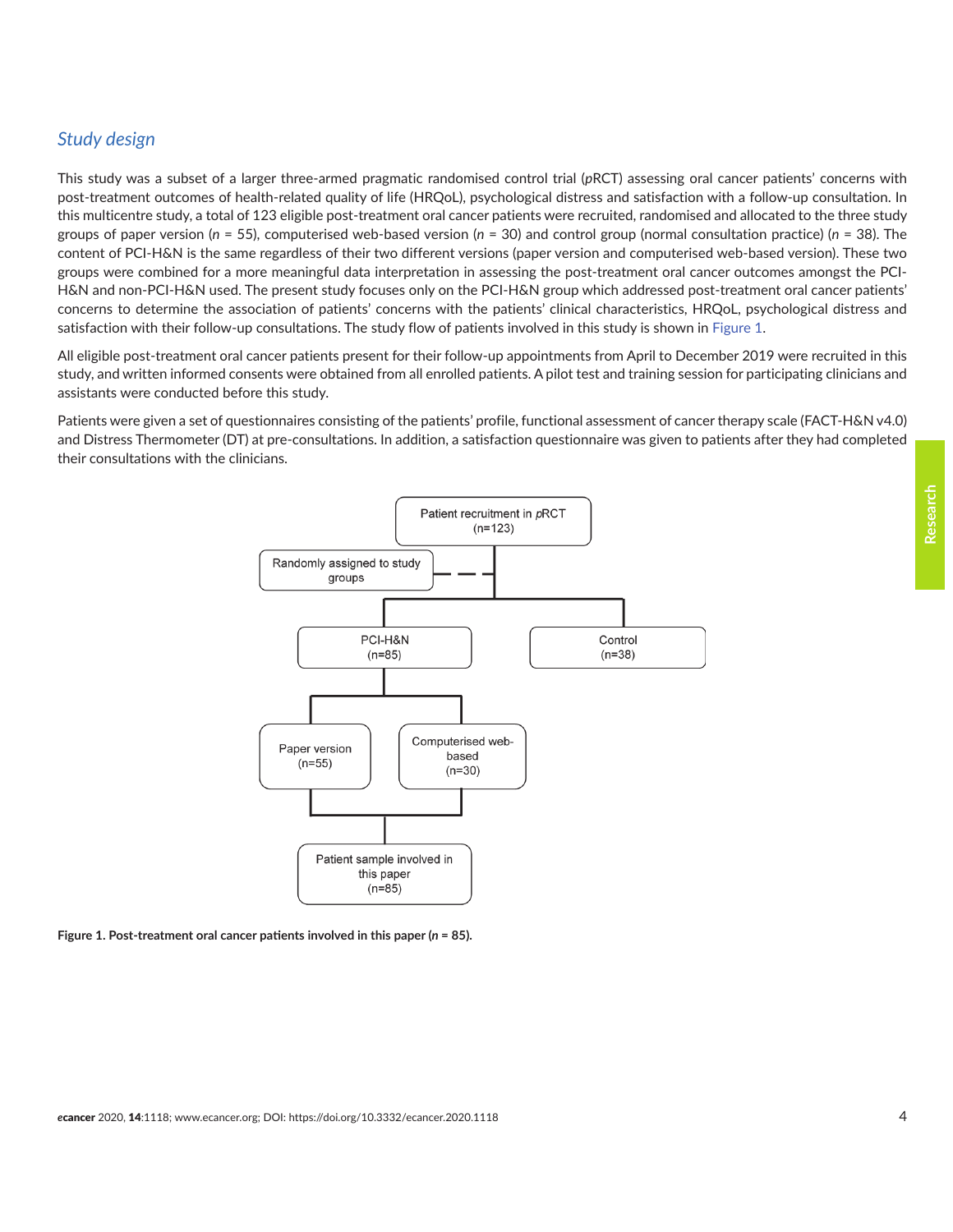### *Study design*

This study was a subset of a larger three-armed pragmatic randomised control trial (*p*RCT) assessing oral cancer patients' concerns with post-treatment outcomes of health-related quality of life (HRQoL), psychological distress and satisfaction with a follow-up consultation. In this multicentre study, a total of 123 eligible post-treatment oral cancer patients were recruited, randomised and allocated to the three study groups of paper version (*n* = 55), computerised web-based version (*n* = 30) and control group (normal consultation practice) (*n* = 38). The content of PCI-H&N is the same regardless of their two different versions (paper version and computerised web-based version). These two groups were combined for a more meaningful data interpretation in assessing the post-treatment oral cancer outcomes amongst the PCI-H&N and non-PCI-H&N used. The present study focuses only on the PCI-H&N group which addressed post-treatment oral cancer patients' concerns to determine the association of patients' concerns with the patients' clinical characteristics, HRQoL, psychological distress and satisfaction with their follow-up consultations. The study flow of patients involved in this study is shown in Figure 1.

All eligible post-treatment oral cancer patients present for their follow-up appointments from April to December 2019 were recruited in this study, and written informed consents were obtained from all enrolled patients. A pilot test and training session for participating clinicians and assistants were conducted before this study.

Patients were given a set of questionnaires consisting of the patients' profile, functional assessment of cancer therapy scale (FACT-H&N v4.0) and Distress Thermometer (DT) at pre-consultations. In addition, a satisfaction questionnaire was given to patients after they had completed their consultations with the clinicians.

Patient recruitment in *p*RCT (n=123)

Randomly assigned to study groups

PCI-H&N (n=85)

Control (n=38)

Paper version (n=55)

Computerised web-based (n=30)

Patient sample involved in this paper (n=85)

**Figure 1. Post-treatment oral cancer patients involved in this paper (*n* = 85).**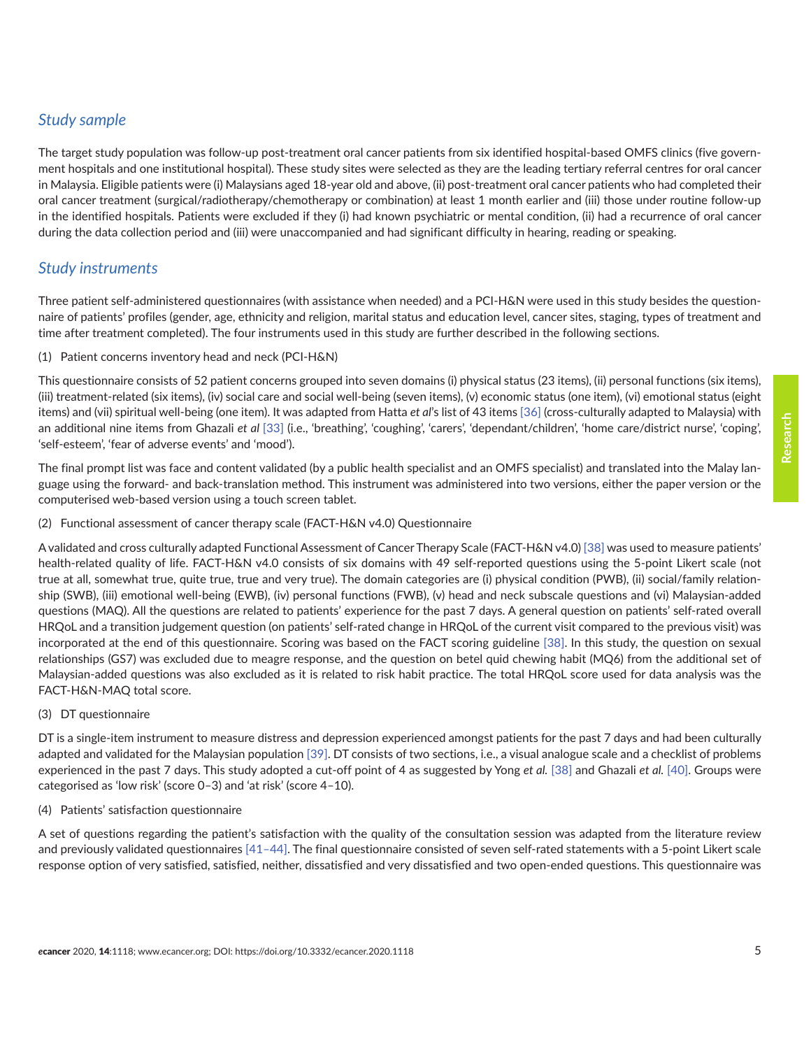## Study sample

The target study population was follow-up post-treatment oral cancer patients from six identified hospital-based OMFS clinics (five government hospitals and one institutional hospital). These study sites were selected as they are the leading tertiary referral centres for oral cancer in Malaysia. Eligible patients were (i) Malaysians aged 18-year old and above, (ii) post-treatment oral cancer patients who had completed their oral cancer treatment (surgical/radiotherapy/chemotherapy or combination) at least 1 month earlier and (iii) those under routine follow-up in the identified hospitals. Patients were excluded if they (i) had known psychiatric or mental condition, (ii) had a recurrence of oral cancer during the data collection period and (iii) were unaccompanied and had significant difficulty in hearing, reading or speaking.

## Study instruments

Three patient self-administered questionnaires (with assistance when needed) and a PCI-H&N were used in this study besides the questionnaire of patients' profiles (gender, age, ethnicity and religion, marital status and education level, cancer sites, staging, types of treatment and time after treatment completed). The four instruments used in this study are further described in the following sections.

(1) Patient concerns inventory head and neck (PCI-H&N)

This questionnaire consists of 52 patient concerns grouped into seven domains (i) physical status (23 items), (ii) personal functions (six items), (iii) treatment-related (six items), (iv) social care and social well-being (seven items), (v) economic status (one item), (vi) emotional status (eight items) and (vii) spiritual well-being (one item). It was adapted from Hatta *et al*'s list of 43 items [36] (cross-culturally adapted to Malaysia) with an additional nine items from Ghazali *et al* [33] (i.e., 'breathing', 'coughing', 'carers', 'dependant/children', 'home care/district nurse', 'coping', 'self-esteem', 'fear of adverse events' and 'mood').

The final prompt list was face and content validated (by a public health specialist and an OMFS specialist) and translated into the Malay language using the forward- and back-translation method. This instrument was administered into two versions, either the paper version or the computerised web-based version using a touch screen tablet.

(2) Functional assessment of cancer therapy scale (FACT-H&N v4.0) Questionnaire

A validated and cross culturally adapted Functional Assessment of Cancer Therapy Scale (FACT-H&N v4.0) [38] was used to measure patients' health-related quality of life. FACT-H&N v4.0 consists of six domains with 49 self-reported questions using the 5-point Likert scale (not true at all, somewhat true, quite true, true and very true). The domain categories are (i) physical condition (PWB), (ii) social/family relationship (SWB), (iii) emotional well-being (EWB), (iv) personal functions (FWB), (v) head and neck subscale questions and (vi) Malaysian-added questions (MAQ). All the questions are related to patients' experience for the past 7 days. A general question on patients' self-rated overall HRQoL and a transition judgement question (on patients' self-rated change in HRQoL of the current visit compared to the previous visit) was incorporated at the end of this questionnaire. Scoring was based on the FACT scoring guideline [38]. In this study, the question on sexual relationships (GS7) was excluded due to meagre response, and the question on betel quid chewing habit (MQ6) from the additional set of Malaysian-added questions was also excluded as it is related to risk habit practice. The total HRQoL score used for data analysis was the FACT-H&N-MAQ total score.

(3) DT questionnaire

DT is a single-item instrument to measure distress and depression experienced amongst patients for the past 7 days and had been culturally adapted and validated for the Malaysian population [39]. DT consists of two sections, i.e., a visual analogue scale and a checklist of problems experienced in the past 7 days. This study adopted a cut-off point of 4 as suggested by Yong *et al.* [38] and Ghazali *et al.* [40]. Groups were categorised as 'low risk' (score 0–3) and 'at risk' (score 4–10).

(4) Patients' satisfaction questionnaire

A set of questions regarding the patient's satisfaction with the quality of the consultation session was adapted from the literature review and previously validated questionnaires [41–44]. The final questionnaire consisted of seven self-rated statements with a 5-point Likert scale response option of very satisfied, satisfied, neither, dissatisfied and very dissatisfied and two open-ended questions. This questionnaire was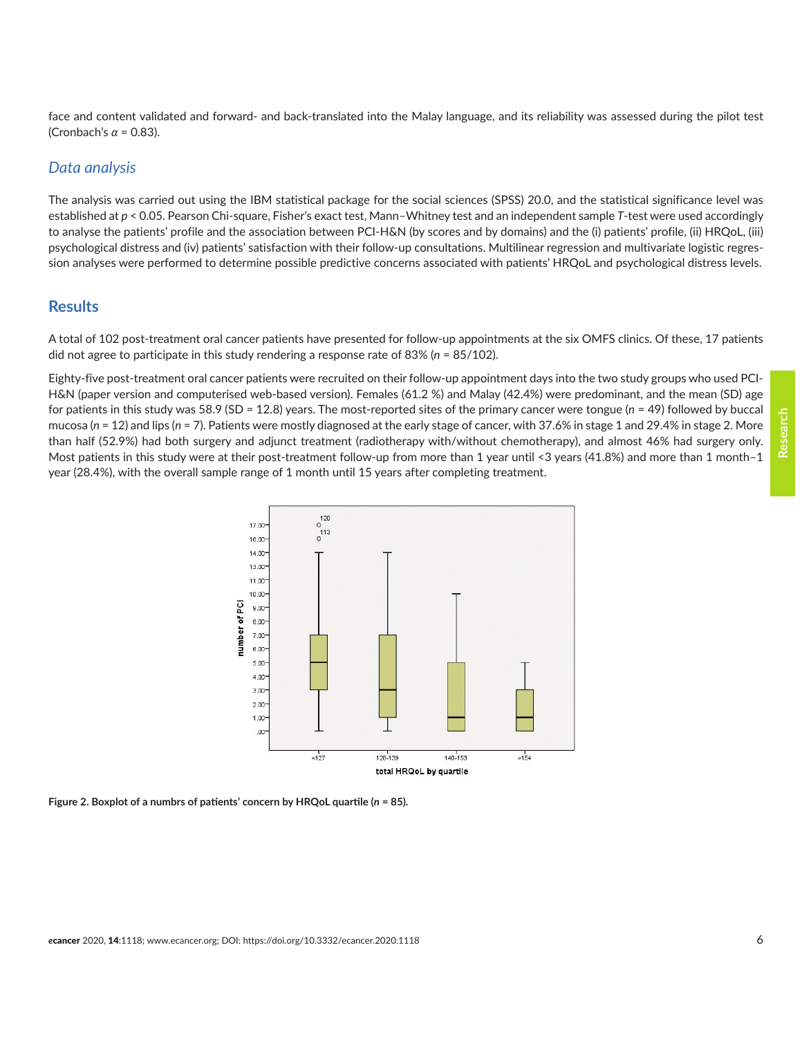face and content validated and forward- and back-translated into the Malay language, and its reliability was assessed during the pilot test (Cronbach's $\alpha = 0.83$).

## *Data analysis*

The analysis was carried out using the IBM statistical package for the social sciences (SPSS) 20.0, and the statistical significance level was established at $p < 0.05$. Pearson Chi-square, Fisher's exact test, Mann–Whitney test and an independent sample *T*-test were used accordingly to analyse the patients' profile and the association between PCI-H&N (by scores and by domains) and the (i) patients' profile, (ii) HRQoL, (iii) psychological distress and (iv) patients' satisfaction with their follow-up consultations. Multilinear regression and multivariate logistic regression analyses were performed to determine possible predictive concerns associated with patients' HRQoL and psychological distress levels.

# Results

A total of 102 post-treatment oral cancer patients have presented for follow-up appointments at the six OMFS clinics. Of these, 17 patients did not agree to participate in this study rendering a response rate of 83% ($n$ = 85/102).

Eighty-five post-treatment oral cancer patients were recruited on their follow-up appointment days into the two study groups who used PCI-H&N (paper version and computerised web-based version). Females (61.2 %) and Malay (42.4%) were predominant, and the mean (SD) age for patients in this study was 58.9 (SD = 12.8) years. The most-reported sites of the primary cancer were tongue ($n$ = 49) followed by buccal mucosa ($n$ = 12) and lips ($n$ = 7). Patients were mostly diagnosed at the early stage of cancer, with 37.6% in stage 1 and 29.4% in stage 2. More than half (52.9%) had both surgery and adjunct treatment (radiotherapy with/without chemotherapy), and almost 46% had surgery only. Most patients in this study were at their post-treatment follow-up from more than 1 year until <3 years (41.8%) and more than 1 month–1 year (28.4%), with the overall sample range of 1 month until 15 years after completing treatment.

**Figure 2. Boxplot of a numbrs of patients' concern by HRQoL quartile ($n$ = 85).**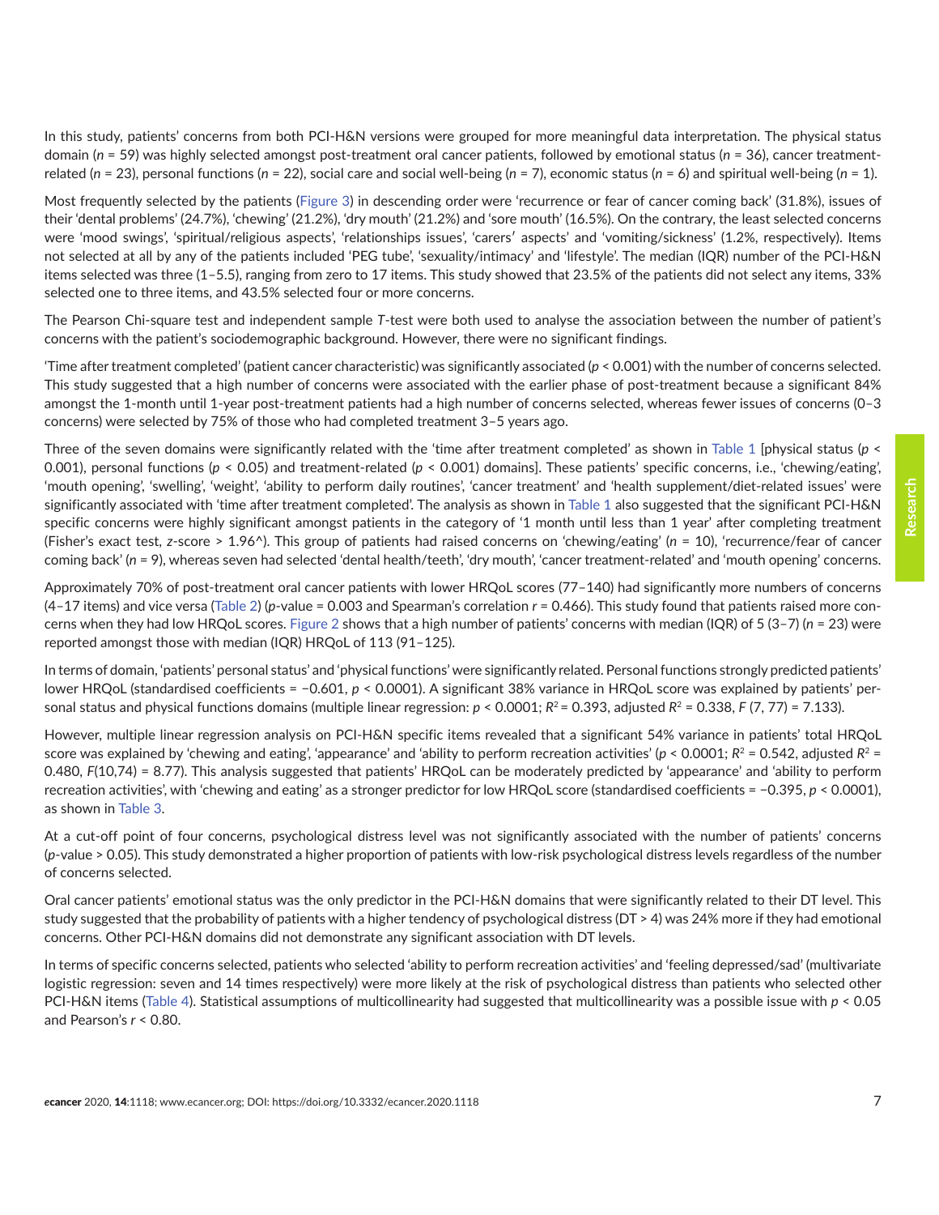In this study, patients' concerns from both PCI-H&N versions were grouped for more meaningful data interpretation. The physical status domain ($n$ = 59) was highly selected amongst post-treatment oral cancer patients, followed by emotional status ($n$ = 36), cancer treatment-related ($n$ = 23), personal functions ($n$ = 22), social care and social well-being ($n$ = 7), economic status ($n$ = 6) and spiritual well-being ($n$ = 1).

Most frequently selected by the patients (Figure 3) in descending order were 'recurrence or fear of cancer coming back' (31.8%), issues of their 'dental problems' (24.7%), 'chewing' (21.2%), 'dry mouth' (21.2%) and 'sore mouth' (16.5%). On the contrary, the least selected concerns were 'mood swings', 'spiritual/religious aspects', 'relationships issues', 'carers' aspects' and 'vomiting/sickness' (1.2%, respectively). Items not selected at all by any of the patients included 'PEG tube', 'sexuality/intimacy' and 'lifestyle'. The median (IQR) number of the PCI-H&N items selected was three (1–5.5), ranging from zero to 17 items. This study showed that 23.5% of the patients did not select any items, 33% selected one to three items, and 43.5% selected four or more concerns.

The Pearson Chi-square test and independent sample $T$-test were both used to analyse the association between the number of patient's concerns with the patient's sociodemographic background. However, there were no significant findings.

'Time after treatment completed' (patient cancer characteristic) was significantly associated ($p < 0.001$) with the number of concerns selected. This study suggested that a high number of concerns were associated with the earlier phase of post-treatment because a significant 84% amongst the 1-month until 1-year post-treatment patients had a high number of concerns selected, whereas fewer issues of concerns (0–3 concerns) were selected by 75% of those who had completed treatment 3–5 years ago.

Three of the seven domains were significantly related with the 'time after treatment completed' as shown in Table 1 [physical status ($p < 0.001$), personal functions ($p < 0.05$) and treatment-related ($p < 0.001$) domains]. These patients' specific concerns, i.e., 'chewing/eating', 'mouth opening', 'swelling', 'weight', 'ability to perform daily routines', 'cancer treatment' and 'health supplement/diet-related issues' were significantly associated with 'time after treatment completed'. The analysis as shown in Table 1 also suggested that the significant PCI-H&N specific concerns were highly significant amongst patients in the category of '1 month until less than 1 year' after completing treatment (Fisher's exact test, $z$-score > 1.96^). This group of patients had raised concerns on 'chewing/eating' ($n$ = 10), 'recurrence/fear of cancer coming back' ($n$ = 9), whereas seven had selected 'dental health/teeth', 'dry mouth', 'cancer treatment-related' and 'mouth opening' concerns.

Approximately 70% of post-treatment oral cancer patients with lower HRQoL scores (77–140) had significantly more numbers of concerns (4–17 items) and vice versa (Table 2) ($p$-value = 0.003 and Spearman's correlation $r$ = 0.466). This study found that patients raised more concerns when they had low HRQoL scores. Figure 2 shows that a high number of patients' concerns with median (IQR) of 5 (3–7) ($n$ = 23) were reported amongst those with median (IQR) HRQoL of 113 (91–125).

In terms of domain, 'patients' personal status' and 'physical functions' were significantly related. Personal functions strongly predicted patients' lower HRQoL (standardised coefficients = −0.601, $p < 0.0001$). A significant 38% variance in HRQoL score was explained by patients' personal status and physical functions domains (multiple linear regression: $p < 0.0001$; $R^2$ = 0.393, adjusted $R^2$ = 0.338, $F$ (7, 77) = 7.133).

However, multiple linear regression analysis on PCI-H&N specific items revealed that a significant 54% variance in patients' total HRQoL score was explained by 'chewing and eating', 'appearance' and 'ability to perform recreation activities' ($p < 0.0001$; $R^2$ = 0.542, adjusted $R^2$ = 0.480, $F$(10,74) = 8.77). This analysis suggested that patients' HRQoL can be moderately predicted by 'appearance' and 'ability to perform recreation activities', with 'chewing and eating' as a stronger predictor for low HRQoL score (standardised coefficients = −0.395, $p < 0.0001$), as shown in Table 3.

At a cut-off point of four concerns, psychological distress level was not significantly associated with the number of patients' concerns ($p$-value > 0.05). This study demonstrated a higher proportion of patients with low-risk psychological distress levels regardless of the number of concerns selected.

Oral cancer patients' emotional status was the only predictor in the PCI-H&N domains that were significantly related to their DT level. This study suggested that the probability of patients with a higher tendency of psychological distress (DT > 4) was 24% more if they had emotional concerns. Other PCI-H&N domains did not demonstrate any significant association with DT levels.

In terms of specific concerns selected, patients who selected 'ability to perform recreation activities' and 'feeling depressed/sad' (multivariate logistic regression: seven and 14 times respectively) were more likely at the risk of psychological distress than patients who selected other PCI-H&N items (Table 4). Statistical assumptions of multicollinearity had suggested that multicollinearity was a possible issue with $p < 0.05$ and Pearson's $r < 0.80$.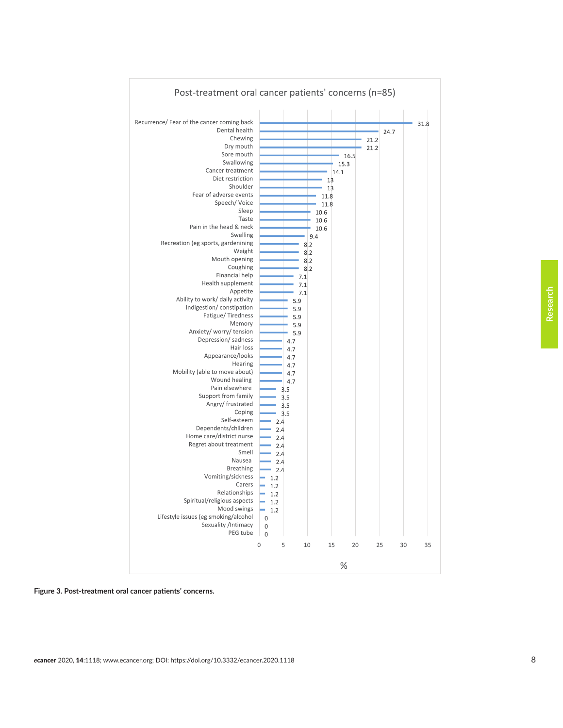Post-treatment oral cancer patients' concerns (n=85)

| Concern | % |
|---|---|
| Recurrence/ Fear of the cancer coming back | 31.8 |
| Dental health | 24.7 |
| Chewing | 21.2 |
| Dry mouth | 21.2 |
| Sore mouth | 16.5 |
| Swallowing | 15.3 |
| Cancer treatment | 14.1 |
| Diet restriction | 13 |
| Shoulder | 13 |
| Fear of adverse events | 11.8 |
| Speech/ Voice | 11.8 |
| Sleep | 10.6 |
| Taste | 10.6 |
| Pain in the head & neck | 10.6 |
| Swelling | 9.4 |
| Recreation (eg sports, gardenining | 8.2 |
| Weight | 8.2 |
| Mouth opening | 8.2 |
| Coughing | 8.2 |
| Financial help | 7.1 |
| Health supplement | 7.1 |
| Appetite | 7.1 |
| Ability to work/ daily activity | 5.9 |
| Indigestion/ constipation | 5.9 |
| Fatigue/ Tiredness | 5.9 |
| Memory | 5.9 |
| Anxiety/ worry/ tension | 5.9 |
| Depression/ sadness | 4.7 |
| Hair loss | 4.7 |
| Appearance/looks | 4.7 |
| Hearing | 4.7 |
| Mobility (able to move about) | 4.7 |
| Wound healing | 4.7 |
| Pain elsewhere | 3.5 |
| Support from family | 3.5 |
| Angry/ frustrated | 3.5 |
| Coping | 3.5 |
| Self-esteem | 2.4 |
| Dependents/children | 2.4 |
| Home care/district nurse | 2.4 |
| Regret about treatment | 2.4 |
| Smell | 2.4 |
| Nausea | 2.4 |
| Breathing | 2.4 |
| Vomiting/sickness | 1.2 |
| Carers | 1.2 |
| Relationships | 1.2 |
| Spiritual/religious aspects | 1.2 |
| Mood swings | 1.2 |
| Lifestyle issues (eg smoking/alcohol | 0 |
| Sexuality /Intimacy | 0 |
| PEG tube | 0 |

**Figure 3. Post-treatment oral cancer patients' concerns.**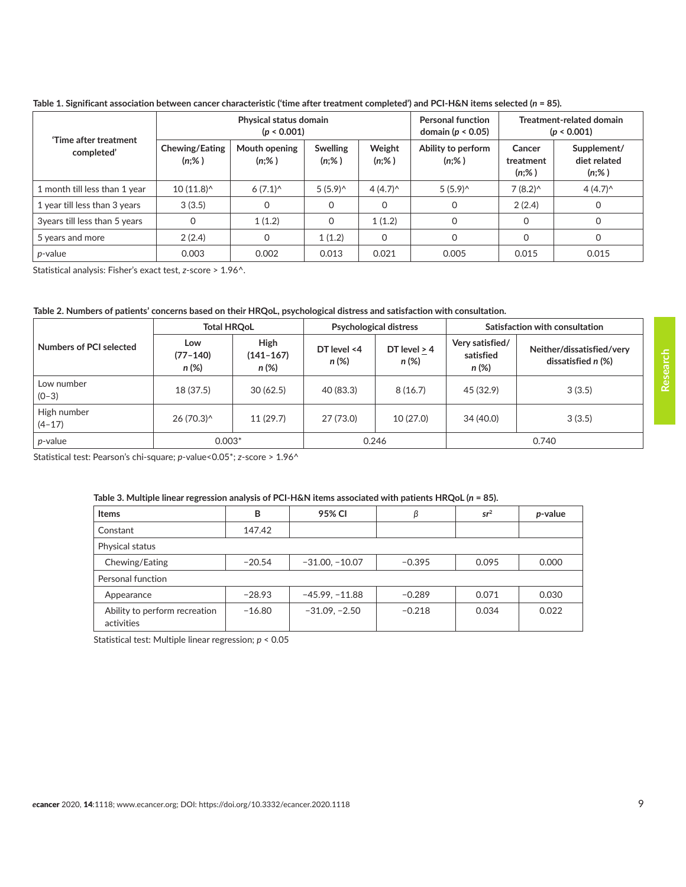**Table 1. Significant association between cancer characteristic ('time after treatment completed') and PCI-H&N items selected ($n$ = 85).**

| 'Time after treatment completed' | Physical status domain ($p$ < 0.001) | | | | Personal function domain ($p$ < 0.05) | Treatment-related domain ($p$ < 0.001) | |
|---|---|---|---|---|---|---|---|
| | Chewing/Eating ($n$;% ) | Mouth opening ($n$;% ) | Swelling ($n$;% ) | Weight ($n$;% ) | Ability to perform ($n$;% ) | Cancer treatment ($n$;% ) | Supplement/ diet related ($n$;% ) |
| 1 month till less than 1 year | 10 (11.8)^ | 6 (7.1)^ | 5 (5.9)^ | 4 (4.7)^ | 5 (5.9)^ | 7 (8.2)^ | 4 (4.7)^ |
| 1 year till less than 3 years | 3 (3.5) | 0 | 0 | 0 | 0 | 2 (2.4) | 0 |
| 3years till less than 5 years | 0 | 1 (1.2) | 0 | 1 (1.2) | 0 | 0 | 0 |
| 5 years and more | 2 (2.4) | 0 | 1 (1.2) | 0 | 0 | 0 | 0 |
| $p$-value | 0.003 | 0.002 | 0.013 | 0.021 | 0.005 | 0.015 | 0.015 |

Statistical analysis: Fisher's exact test, $z$-score > 1.96^.

**Table 2. Numbers of patients' concerns based on their HRQoL, psychological distress and satisfaction with consultation.**

| Numbers of PCI selected | Total HRQoL | | Psychological distress | | Satisfaction with consultation | |
|---|---|---|---|---|---|---|
| | Low (77–140) $n$ (%) | High (141–167) $n$ (%) | DT level <4 $n$ (%) | DT level ≥ 4 $n$ (%) | Very satisfied/ satisfied $n$ (%) | Neither/dissatisfied/very dissatisfied $n$ (%) |
| Low number (0–3) | 18 (37.5) | 30 (62.5) | 40 (83.3) | 8 (16.7) | 45 (32.9) | 3 (3.5) |
| High number (4–17) | 26 (70.3)^ | 11 (29.7) | 27 (73.0) | 10 (27.0) | 34 (40.0) | 3 (3.5) |
| $p$-value | 0.003* | | 0.246 | | 0.740 | |

Statistical test: Pearson's chi-square; $p$-value<0.05*; $z$-score > 1.96^

**Table 3. Multiple linear regression analysis of PCI-H&N items associated with patients HRQoL ($n$ = 85).**

| Items | B | 95% CI | $\beta$ | $sr^2$ | $p$-value |
|---|---|---|---|---|---|
| Constant | 147.42 | | | | |
| Physical status | | | | | |
| Chewing/Eating | −20.54 | −31.00, −10.07 | −0.395 | 0.095 | 0.000 |
| Personal function | | | | | |
| Appearance | −28.93 | −45.99, −11.88 | −0.289 | 0.071 | 0.030 |
| Ability to perform recreation activities | −16.80 | −31.09, −2.50 | −0.218 | 0.034 | 0.022 |

Statistical test: Multiple linear regression; $p$ < 0.05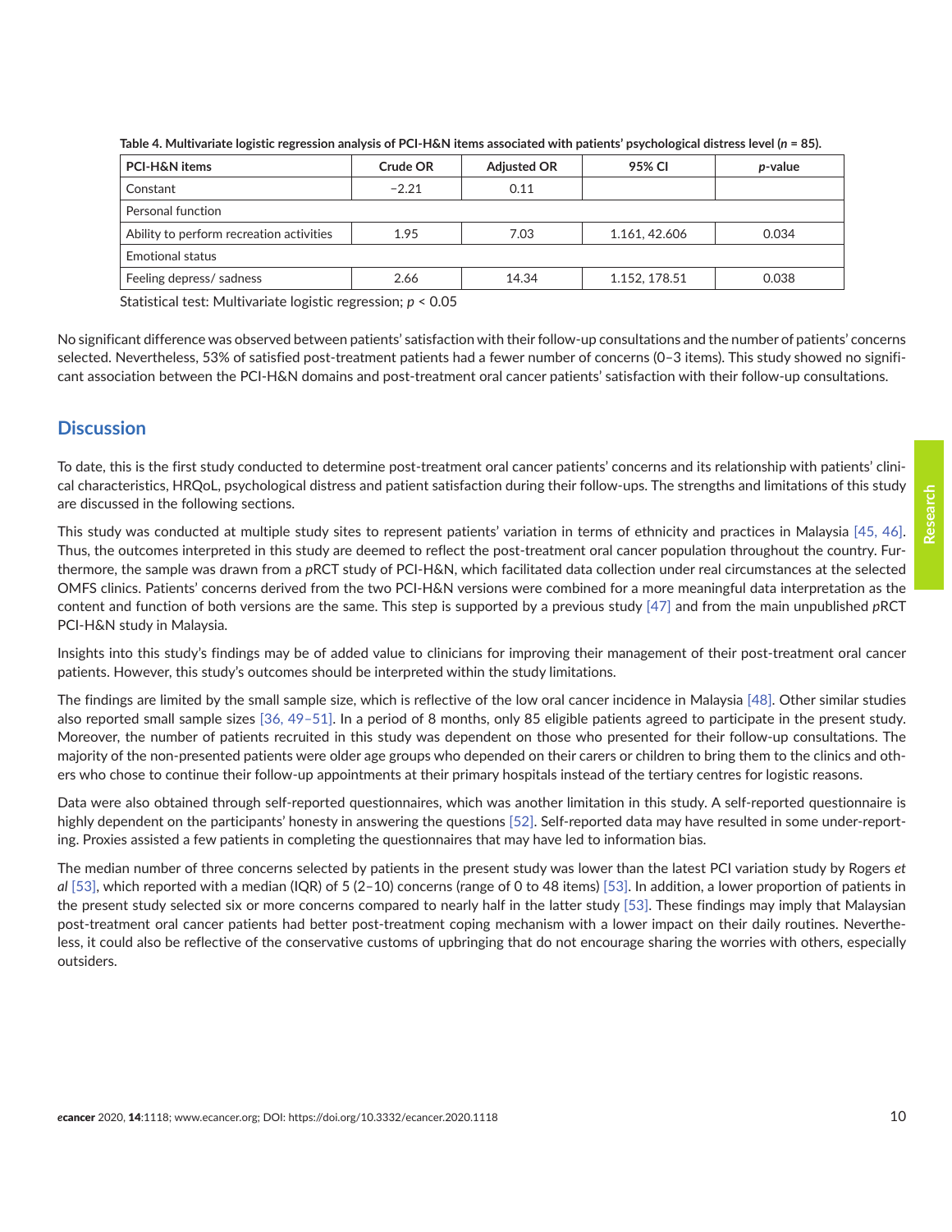**Table 4. Multivariate logistic regression analysis of PCI-H&N items associated with patients' psychological distress level ($n$ = 85).**

| PCI-H&N items | Crude OR | Adjusted OR | 95% CI | *p*-value |
|---|---|---|---|---|
| Constant | −2.21 | 0.11 | | |
| Personal function | | | | |
| Ability to perform recreation activities | 1.95 | 7.03 | 1.161, 42.606 | 0.034 |
| Emotional status | | | | |
| Feeling depress/ sadness | 2.66 | 14.34 | 1.152, 178.51 | 0.038 |

Statistical test: Multivariate logistic regression; $p < 0.05$

No significant difference was observed between patients' satisfaction with their follow-up consultations and the number of patients' concerns selected. Nevertheless, 53% of satisfied post-treatment patients had a fewer number of concerns (0–3 items). This study showed no significant association between the PCI-H&N domains and post-treatment oral cancer patients' satisfaction with their follow-up consultations.

## Discussion

To date, this is the first study conducted to determine post-treatment oral cancer patients' concerns and its relationship with patients' clinical characteristics, HRQoL, psychological distress and patient satisfaction during their follow-ups. The strengths and limitations of this study are discussed in the following sections.

This study was conducted at multiple study sites to represent patients' variation in terms of ethnicity and practices in Malaysia [45, 46]. Thus, the outcomes interpreted in this study are deemed to reflect the post-treatment oral cancer population throughout the country. Furthermore, the sample was drawn from a *p*RCT study of PCI-H&N, which facilitated data collection under real circumstances at the selected OMFS clinics. Patients' concerns derived from the two PCI-H&N versions were combined for a more meaningful data interpretation as the content and function of both versions are the same. This step is supported by a previous study [47] and from the main unpublished *p*RCT PCI-H&N study in Malaysia.

Insights into this study's findings may be of added value to clinicians for improving their management of their post-treatment oral cancer patients. However, this study's outcomes should be interpreted within the study limitations.

The findings are limited by the small sample size, which is reflective of the low oral cancer incidence in Malaysia [48]. Other similar studies also reported small sample sizes [36, 49–51]. In a period of 8 months, only 85 eligible patients agreed to participate in the present study. Moreover, the number of patients recruited in this study was dependent on those who presented for their follow-up consultations. The majority of the non-presented patients were older age groups who depended on their carers or children to bring them to the clinics and others who chose to continue their follow-up appointments at their primary hospitals instead of the tertiary centres for logistic reasons.

Data were also obtained through self-reported questionnaires, which was another limitation in this study. A self-reported questionnaire is highly dependent on the participants' honesty in answering the questions [52]. Self-reported data may have resulted in some under-reporting. Proxies assisted a few patients in completing the questionnaires that may have led to information bias.

The median number of three concerns selected by patients in the present study was lower than the latest PCI variation study by Rogers *et al* [53], which reported with a median (IQR) of 5 (2–10) concerns (range of 0 to 48 items) [53]. In addition, a lower proportion of patients in the present study selected six or more concerns compared to nearly half in the latter study [53]. These findings may imply that Malaysian post-treatment oral cancer patients had better post-treatment coping mechanism with a lower impact on their daily routines. Nevertheless, it could also be reflective of the conservative customs of upbringing that do not encourage sharing the worries with others, especially outsiders.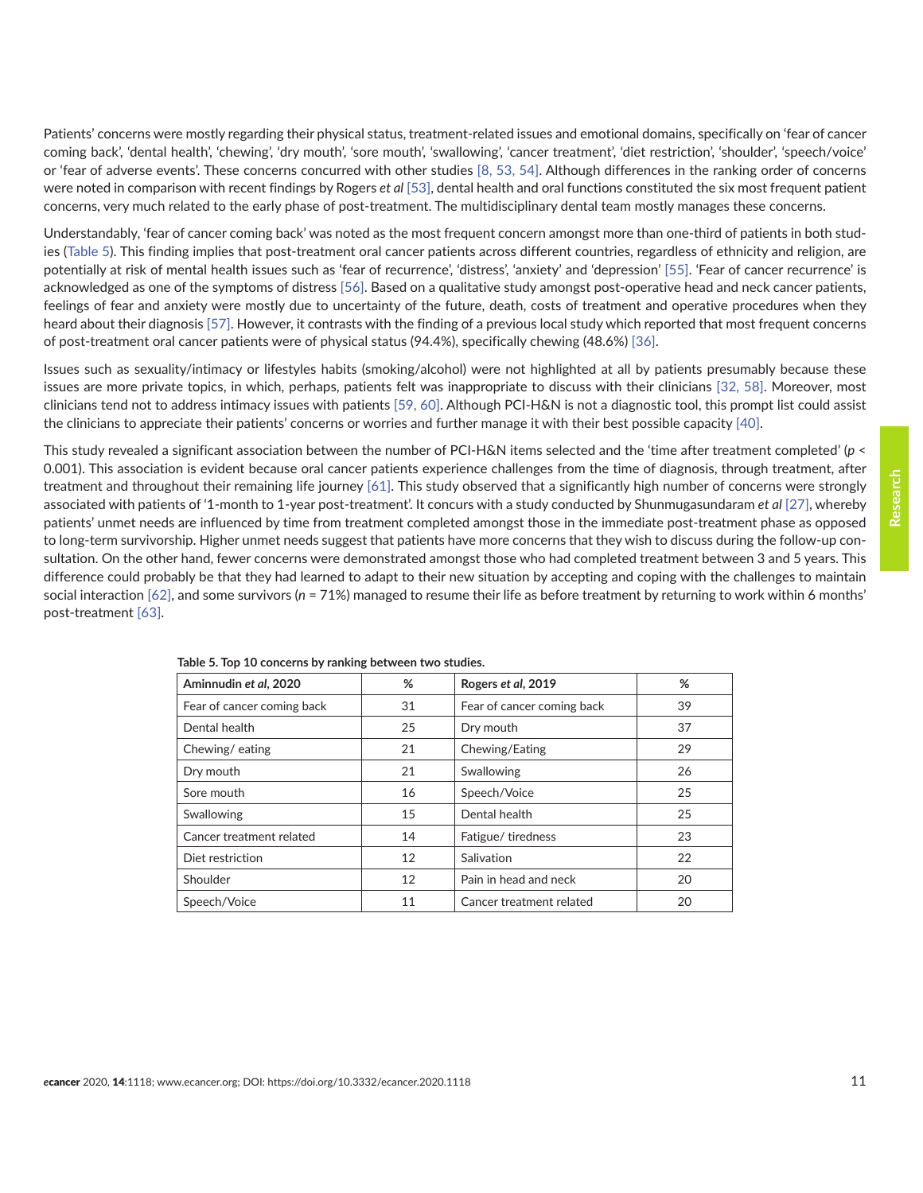Patients' concerns were mostly regarding their physical status, treatment-related issues and emotional domains, specifically on 'fear of cancer coming back', 'dental health', 'chewing', 'dry mouth', 'sore mouth', 'swallowing', 'cancer treatment', 'diet restriction', 'shoulder', 'speech/voice' or 'fear of adverse events'. These concerns concurred with other studies [8, 53, 54]. Although differences in the ranking order of concerns were noted in comparison with recent findings by Rogers *et al* [53], dental health and oral functions constituted the six most frequent patient concerns, very much related to the early phase of post-treatment. The multidisciplinary dental team mostly manages these concerns.

Understandably, 'fear of cancer coming back' was noted as the most frequent concern amongst more than one-third of patients in both studies (Table 5). This finding implies that post-treatment oral cancer patients across different countries, regardless of ethnicity and religion, are potentially at risk of mental health issues such as 'fear of recurrence', 'distress', 'anxiety' and 'depression' [55]. 'Fear of cancer recurrence' is acknowledged as one of the symptoms of distress [56]. Based on a qualitative study amongst post-operative head and neck cancer patients, feelings of fear and anxiety were mostly due to uncertainty of the future, death, costs of treatment and operative procedures when they heard about their diagnosis [57]. However, it contrasts with the finding of a previous local study which reported that most frequent concerns of post-treatment oral cancer patients were of physical status (94.4%), specifically chewing (48.6%) [36].

Issues such as sexuality/intimacy or lifestyles habits (smoking/alcohol) were not highlighted at all by patients presumably because these issues are more private topics, in which, perhaps, patients felt was inappropriate to discuss with their clinicians [32, 58]. Moreover, most clinicians tend not to address intimacy issues with patients [59, 60]. Although PCI-H&N is not a diagnostic tool, this prompt list could assist the clinicians to appreciate their patients' concerns or worries and further manage it with their best possible capacity [40].

This study revealed a significant association between the number of PCI-H&N items selected and the 'time after treatment completed' ($p <$ 0.001). This association is evident because oral cancer patients experience challenges from the time of diagnosis, through treatment, after treatment and throughout their remaining life journey [61]. This study observed that a significantly high number of concerns were strongly associated with patients of '1-month to 1-year post-treatment'. It concurs with a study conducted by Shunmugasundaram *et al* [27], whereby patients' unmet needs are influenced by time from treatment completed amongst those in the immediate post-treatment phase as opposed to long-term survivorship. Higher unmet needs suggest that patients have more concerns that they wish to discuss during the follow-up consultation. On the other hand, fewer concerns were demonstrated amongst those who had completed treatment between 3 and 5 years. This difference could probably be that they had learned to adapt to their new situation by accepting and coping with the challenges to maintain social interaction [62], and some survivors ($n$ = 71%) managed to resume their life as before treatment by returning to work within 6 months' post-treatment [63].

**Table 5. Top 10 concerns by ranking between two studies.**

| Aminnudin *et al*, 2020 | % | Rogers *et al*, 2019 | % |
|---|---|---|---|
| Fear of cancer coming back | 31 | Fear of cancer coming back | 39 |
| Dental health | 25 | Dry mouth | 37 |
| Chewing/ eating | 21 | Chewing/Eating | 29 |
| Dry mouth | 21 | Swallowing | 26 |
| Sore mouth | 16 | Speech/Voice | 25 |
| Swallowing | 15 | Dental health | 25 |
| Cancer treatment related | 14 | Fatigue/ tiredness | 23 |
| Diet restriction | 12 | Salivation | 22 |
| Shoulder | 12 | Pain in head and neck | 20 |
| Speech/Voice | 11 | Cancer treatment related | 20 |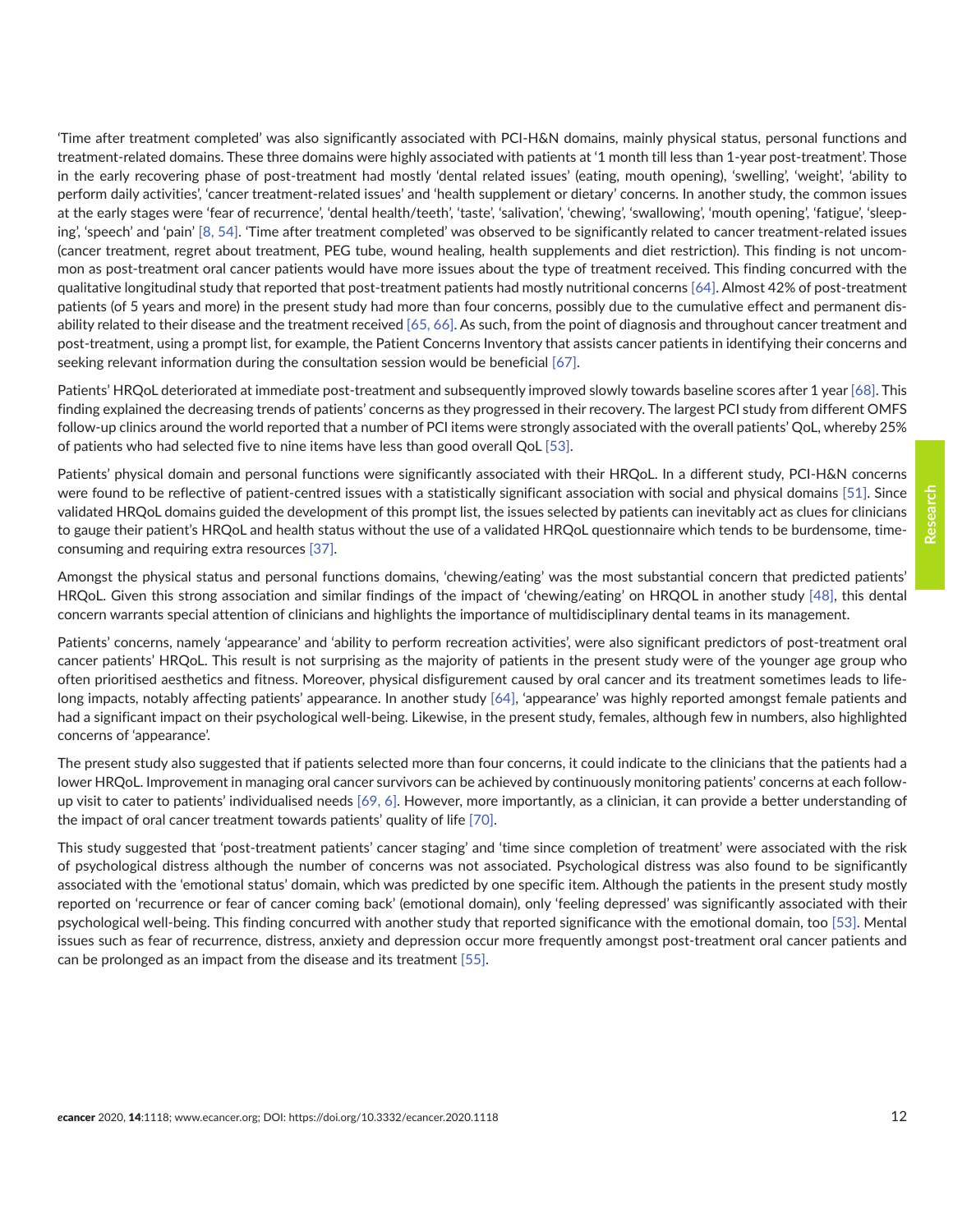'Time after treatment completed' was also significantly associated with PCI-H&N domains, mainly physical status, personal functions and treatment-related domains. These three domains were highly associated with patients at '1 month till less than 1-year post-treatment'. Those in the early recovering phase of post-treatment had mostly 'dental related issues' (eating, mouth opening), 'swelling', 'weight', 'ability to perform daily activities', 'cancer treatment-related issues' and 'health supplement or dietary' concerns. In another study, the common issues at the early stages were 'fear of recurrence', 'dental health/teeth', 'taste', 'salivation', 'chewing', 'swallowing', 'mouth opening', 'fatigue', 'sleeping', 'speech' and 'pain' [8, 54]. 'Time after treatment completed' was observed to be significantly related to cancer treatment-related issues (cancer treatment, regret about treatment, PEG tube, wound healing, health supplements and diet restriction). This finding is not uncommon as post-treatment oral cancer patients would have more issues about the type of treatment received. This finding concurred with the qualitative longitudinal study that reported that post-treatment patients had mostly nutritional concerns [64]. Almost 42% of post-treatment patients (of 5 years and more) in the present study had more than four concerns, possibly due to the cumulative effect and permanent disability related to their disease and the treatment received [65, 66]. As such, from the point of diagnosis and throughout cancer treatment and post-treatment, using a prompt list, for example, the Patient Concerns Inventory that assists cancer patients in identifying their concerns and seeking relevant information during the consultation session would be beneficial [67].

Patients' HRQoL deteriorated at immediate post-treatment and subsequently improved slowly towards baseline scores after 1 year [68]. This finding explained the decreasing trends of patients' concerns as they progressed in their recovery. The largest PCI study from different OMFS follow-up clinics around the world reported that a number of PCI items were strongly associated with the overall patients' QoL, whereby 25% of patients who had selected five to nine items have less than good overall QoL [53].

Patients' physical domain and personal functions were significantly associated with their HRQoL. In a different study, PCI-H&N concerns were found to be reflective of patient-centred issues with a statistically significant association with social and physical domains [51]. Since validated HRQoL domains guided the development of this prompt list, the issues selected by patients can inevitably act as clues for clinicians to gauge their patient's HRQoL and health status without the use of a validated HRQoL questionnaire which tends to be burdensome, time-consuming and requiring extra resources [37].

Amongst the physical status and personal functions domains, 'chewing/eating' was the most substantial concern that predicted patients' HRQoL. Given this strong association and similar findings of the impact of 'chewing/eating' on HRQOL in another study [48], this dental concern warrants special attention of clinicians and highlights the importance of multidisciplinary dental teams in its management.

Patients' concerns, namely 'appearance' and 'ability to perform recreation activities', were also significant predictors of post-treatment oral cancer patients' HRQoL. This result is not surprising as the majority of patients in the present study were of the younger age group who often prioritised aesthetics and fitness. Moreover, physical disfigurement caused by oral cancer and its treatment sometimes leads to lifelong impacts, notably affecting patients' appearance. In another study [64], 'appearance' was highly reported amongst female patients and had a significant impact on their psychological well-being. Likewise, in the present study, females, although few in numbers, also highlighted concerns of 'appearance'.

The present study also suggested that if patients selected more than four concerns, it could indicate to the clinicians that the patients had a lower HRQoL. Improvement in managing oral cancer survivors can be achieved by continuously monitoring patients' concerns at each follow-up visit to cater to patients' individualised needs [69, 6]. However, more importantly, as a clinician, it can provide a better understanding of the impact of oral cancer treatment towards patients' quality of life [70].

This study suggested that 'post-treatment patients' cancer staging' and 'time since completion of treatment' were associated with the risk of psychological distress although the number of concerns was not associated. Psychological distress was also found to be significantly associated with the 'emotional status' domain, which was predicted by one specific item. Although the patients in the present study mostly reported on 'recurrence or fear of cancer coming back' (emotional domain), only 'feeling depressed' was significantly associated with their psychological well-being. This finding concurred with another study that reported significance with the emotional domain, too [53]. Mental issues such as fear of recurrence, distress, anxiety and depression occur more frequently amongst post-treatment oral cancer patients and can be prolonged as an impact from the disease and its treatment [55].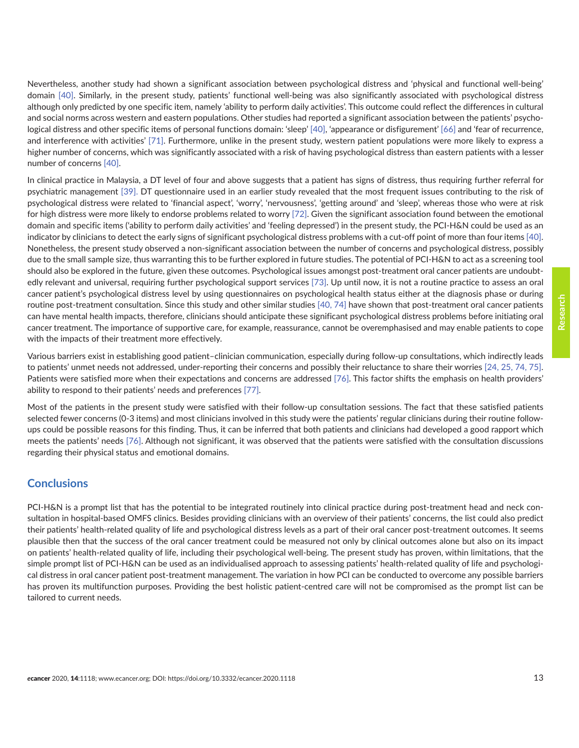Nevertheless, another study had shown a significant association between psychological distress and 'physical and functional well-being' domain [40]. Similarly, in the present study, patients' functional well-being was also significantly associated with psychological distress although only predicted by one specific item, namely 'ability to perform daily activities'. This outcome could reflect the differences in cultural and social norms across western and eastern populations. Other studies had reported a significant association between the patients' psychological distress and other specific items of personal functions domain: 'sleep' [40], 'appearance or disfigurement' [66] and 'fear of recurrence, and interference with activities' [71]. Furthermore, unlike in the present study, western patient populations were more likely to express a higher number of concerns, which was significantly associated with a risk of having psychological distress than eastern patients with a lesser number of concerns [40].

In clinical practice in Malaysia, a DT level of four and above suggests that a patient has signs of distress, thus requiring further referral for psychiatric management [39]. DT questionnaire used in an earlier study revealed that the most frequent issues contributing to the risk of psychological distress were related to 'financial aspect', 'worry', 'nervousness', 'getting around' and 'sleep', whereas those who were at risk for high distress were more likely to endorse problems related to worry [72]. Given the significant association found between the emotional domain and specific items ('ability to perform daily activities' and 'feeling depressed') in the present study, the PCI-H&N could be used as an indicator by clinicians to detect the early signs of significant psychological distress problems with a cut-off point of more than four items [40]. Nonetheless, the present study observed a non-significant association between the number of concerns and psychological distress, possibly due to the small sample size, thus warranting this to be further explored in future studies. The potential of PCI-H&N to act as a screening tool should also be explored in the future, given these outcomes. Psychological issues amongst post-treatment oral cancer patients are undoubtedly relevant and universal, requiring further psychological support services [73]. Up until now, it is not a routine practice to assess an oral cancer patient's psychological distress level by using questionnaires on psychological health status either at the diagnosis phase or during routine post-treatment consultation. Since this study and other similar studies [40, 74] have shown that post-treatment oral cancer patients can have mental health impacts, therefore, clinicians should anticipate these significant psychological distress problems before initiating oral cancer treatment. The importance of supportive care, for example, reassurance, cannot be overemphasised and may enable patients to cope with the impacts of their treatment more effectively.

Various barriers exist in establishing good patient–clinician communication, especially during follow-up consultations, which indirectly leads to patients' unmet needs not addressed, under-reporting their concerns and possibly their reluctance to share their worries [24, 25, 74, 75]. Patients were satisfied more when their expectations and concerns are addressed [76]. This factor shifts the emphasis on health providers' ability to respond to their patients' needs and preferences [77].

Most of the patients in the present study were satisfied with their follow-up consultation sessions. The fact that these satisfied patients selected fewer concerns (0-3 items) and most clinicians involved in this study were the patients' regular clinicians during their routine follow-ups could be possible reasons for this finding. Thus, it can be inferred that both patients and clinicians had developed a good rapport which meets the patients' needs [76]. Although not significant, it was observed that the patients were satisfied with the consultation discussions regarding their physical status and emotional domains.

## Conclusions

PCI-H&N is a prompt list that has the potential to be integrated routinely into clinical practice during post-treatment head and neck consultation in hospital-based OMFS clinics. Besides providing clinicians with an overview of their patients' concerns, the list could also predict their patients' health-related quality of life and psychological distress levels as a part of their oral cancer post-treatment outcomes. It seems plausible then that the success of the oral cancer treatment could be measured not only by clinical outcomes alone but also on its impact on patients' health-related quality of life, including their psychological well-being. The present study has proven, within limitations, that the simple prompt list of PCI-H&N can be used as an individualised approach to assessing patients' health-related quality of life and psychological distress in oral cancer patient post-treatment management. The variation in how PCI can be conducted to overcome any possible barriers has proven its multifunction purposes. Providing the best holistic patient-centred care will not be compromised as the prompt list can be tailored to current needs.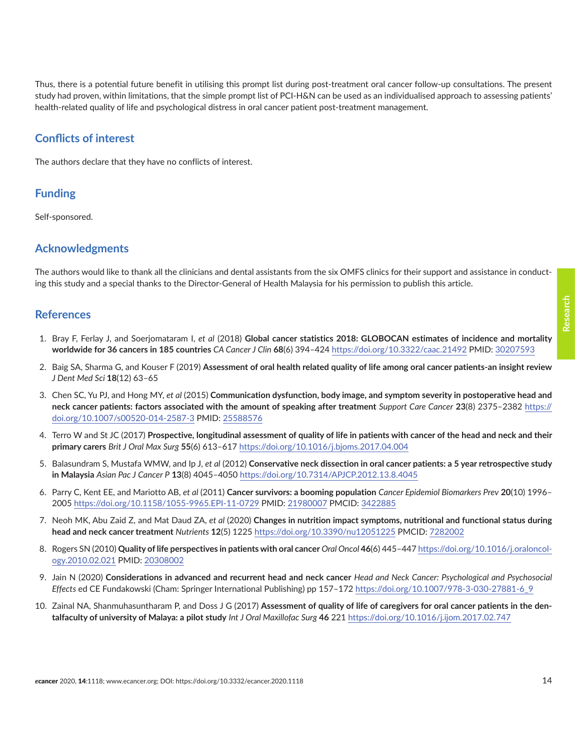Thus, there is a potential future benefit in utilising this prompt list during post-treatment oral cancer follow-up consultations. The present study had proven, within limitations, that the simple prompt list of PCI-H&N can be used as an individualised approach to assessing patients' health-related quality of life and psychological distress in oral cancer patient post-treatment management.

## Conflicts of interest

The authors declare that they have no conflicts of interest.

## Funding

Self-sponsored.

## Acknowledgments

The authors would like to thank all the clinicians and dental assistants from the six OMFS clinics for their support and assistance in conducting this study and a special thanks to the Director-General of Health Malaysia for his permission to publish this article.

## References

1. Bray F, Ferlay J, and Soerjomataram I, *et al* (2018) **Global cancer statistics 2018: GLOBOCAN estimates of incidence and mortality worldwide for 36 cancers in 185 countries** *CA Cancer J Clin* **68**(6) 394–424 https://doi.org/10.3322/caac.21492 PMID: 30207593
2. Baig SA, Sharma G, and Kouser F (2019) **Assessment of oral health related quality of life among oral cancer patients-an insight review** *J Dent Med Sci* **18**(12) 63–65
3. Chen SC, Yu PJ, and Hong MY, *et al* (2015) **Communication dysfunction, body image, and symptom severity in postoperative head and neck cancer patients: factors associated with the amount of speaking after treatment** *Support Care Cancer* **23**(8) 2375–2382 https://doi.org/10.1007/s00520-014-2587-3 PMID: 25588576
4. Terro W and St JC (2017) **Prospective, longitudinal assessment of quality of life in patients with cancer of the head and neck and their primary carers** *Brit J Oral Max Surg* **55**(6) 613–617 https://doi.org/10.1016/j.bjoms.2017.04.004
5. Balasundram S, Mustafa WMW, and Ip J, *et al* (2012) **Conservative neck dissection in oral cancer patients: a 5 year retrospective study in Malaysia** *Asian Pac J Cancer P* **13**(8) 4045–4050 https://doi.org/10.7314/APJCP.2012.13.8.4045
6. Parry C, Kent EE, and Mariotto AB, *et al* (2011) **Cancer survivors: a booming population** *Cancer Epidemiol Biomarkers Prev* **20**(10) 1996–2005 https://doi.org/10.1158/1055-9965.EPI-11-0729 PMID: 21980007 PMCID: 3422885
7. Neoh MK, Abu Zaid Z, and Mat Daud ZA, *et al* (2020) **Changes in nutrition impact symptoms, nutritional and functional status during head and neck cancer treatment** *Nutrients* **12**(5) 1225 https://doi.org/10.3390/nu12051225 PMCID: 7282002
8. Rogers SN (2010) **Quality of life perspectives in patients with oral cancer** *Oral Oncol* **46**(6) 445–447 https://doi.org/10.1016/j.oraloncology.2010.02.021 PMID: 20308002
9. Jain N (2020) **Considerations in advanced and recurrent head and neck cancer** *Head and Neck Cancer: Psychological and Psychosocial Effects* ed CE Fundakowski (Cham: Springer International Publishing) pp 157–172 https://doi.org/10.1007/978-3-030-27881-6_9
10. Zainal NA, Shanmuhasuntharam P, and Doss J G (2017) **Assessment of quality of life of caregivers for oral cancer patients in the dentalfaculty of university of Malaya: a pilot study** *Int J Oral Maxillofac Surg* **46** 221 https://doi.org/10.1016/j.ijom.2017.02.747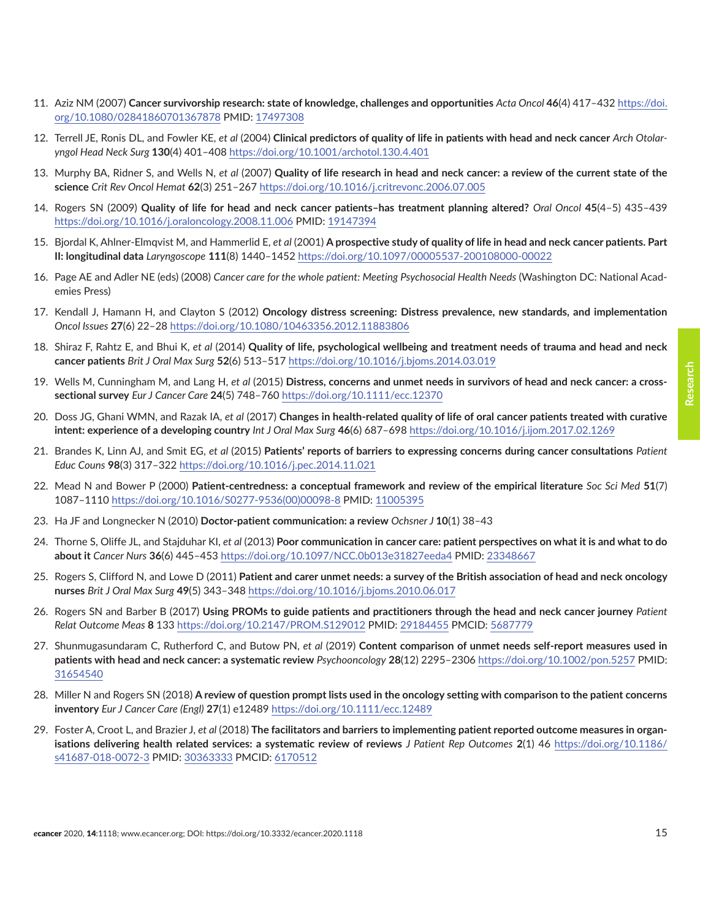11. Aziz NM (2007) **Cancer survivorship research: state of knowledge, challenges and opportunities** *Acta Oncol* **46**(4) 417–432 https://doi.org/10.1080/02841860701367878 PMID: 17497308

12. Terrell JE, Ronis DL, and Fowler KE, *et al* (2004) **Clinical predictors of quality of life in patients with head and neck cancer** *Arch Otolaryngol Head Neck Surg* **130**(4) 401–408 https://doi.org/10.1001/archotol.130.4.401

13. Murphy BA, Ridner S, and Wells N, *et al* (2007) **Quality of life research in head and neck cancer: a review of the current state of the science** *Crit Rev Oncol Hemat* **62**(3) 251–267 https://doi.org/10.1016/j.critrevonc.2006.07.005

14. Rogers SN (2009) **Quality of life for head and neck cancer patients–has treatment planning altered?** *Oral Oncol* **45**(4–5) 435–439 https://doi.org/10.1016/j.oraloncology.2008.11.006 PMID: 19147394

15. Bjordal K, Ahlner-Elmqvist M, and Hammerlid E, *et al* (2001) **A prospective study of quality of life in head and neck cancer patients. Part II: longitudinal data** *Laryngoscope* **111**(8) 1440–1452 https://doi.org/10.1097/00005537-200108000-00022

16. Page AE and Adler NE (eds) (2008) *Cancer care for the whole patient: Meeting Psychosocial Health Needs* (Washington DC: National Academies Press)

17. Kendall J, Hamann H, and Clayton S (2012) **Oncology distress screening: Distress prevalence, new standards, and implementation** *Oncol Issues* **27**(6) 22–28 https://doi.org/10.1080/10463356.2012.11883806

18. Shiraz F, Rahtz E, and Bhui K, *et al* (2014) **Quality of life, psychological wellbeing and treatment needs of trauma and head and neck cancer patients** *Brit J Oral Max Surg* **52**(6) 513–517 https://doi.org/10.1016/j.bjoms.2014.03.019

19. Wells M, Cunningham M, and Lang H, *et al* (2015) **Distress, concerns and unmet needs in survivors of head and neck cancer: a cross-sectional survey** *Eur J Cancer Care* **24**(5) 748–760 https://doi.org/10.1111/ecc.12370

20. Doss JG, Ghani WMN, and Razak IA, *et al* (2017) **Changes in health-related quality of life of oral cancer patients treated with curative intent: experience of a developing country** *Int J Oral Max Surg* **46**(6) 687–698 https://doi.org/10.1016/j.ijom.2017.02.1269

21. Brandes K, Linn AJ, and Smit EG, *et al* (2015) **Patients' reports of barriers to expressing concerns during cancer consultations** *Patient Educ Couns* **98**(3) 317–322 https://doi.org/10.1016/j.pec.2014.11.021

22. Mead N and Bower P (2000) **Patient-centredness: a conceptual framework and review of the empirical literature** *Soc Sci Med* **51**(7) 1087–1110 https://doi.org/10.1016/S0277-9536(00)00098-8 PMID: 11005395

23. Ha JF and Longnecker N (2010) **Doctor-patient communication: a review** *Ochsner J* **10**(1) 38–43

24. Thorne S, Oliffe JL, and Stajduhar KI, *et al* (2013) **Poor communication in cancer care: patient perspectives on what it is and what to do about it** *Cancer Nurs* **36**(6) 445–453 https://doi.org/10.1097/NCC.0b013e31827eeda4 PMID: 23348667

25. Rogers S, Clifford N, and Lowe D (2011) **Patient and carer unmet needs: a survey of the British association of head and neck oncology nurses** *Brit J Oral Max Surg* **49**(5) 343–348 https://doi.org/10.1016/j.bjoms.2010.06.017

26. Rogers SN and Barber B (2017) **Using PROMs to guide patients and practitioners through the head and neck cancer journey** *Patient Relat Outcome Meas* **8** 133 https://doi.org/10.2147/PROM.S129012 PMID: 29184455 PMCID: 5687779

27. Shunmugasundaram C, Rutherford C, and Butow PN, *et al* (2019) **Content comparison of unmet needs self-report measures used in patients with head and neck cancer: a systematic review** *Psychooncology* **28**(12) 2295–2306 https://doi.org/10.1002/pon.5257 PMID: 31654540

28. Miller N and Rogers SN (2018) **A review of question prompt lists used in the oncology setting with comparison to the patient concerns inventory** *Eur J Cancer Care (Engl)* **27**(1) e12489 https://doi.org/10.1111/ecc.12489

29. Foster A, Croot L, and Brazier J, *et al* (2018) **The facilitators and barriers to implementing patient reported outcome measures in organisations delivering health related services: a systematic review of reviews** *J Patient Rep Outcomes* **2**(1) 46 https://doi.org/10.1186/s41687-018-0072-3 PMID: 30363333 PMCID: 6170512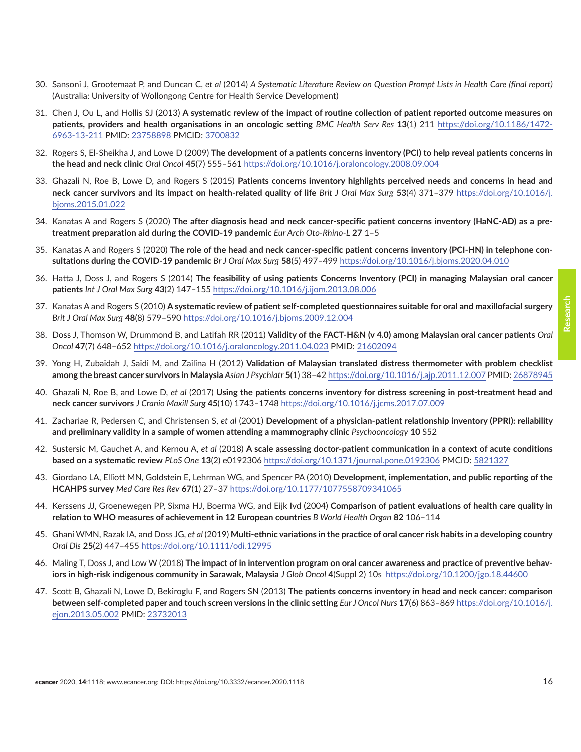30. Sansoni J, Grootemaat P, and Duncan C, *et al* (2014) *A Systematic Literature Review on Question Prompt Lists in Health Care (final report)* (Australia: University of Wollongong Centre for Health Service Development)

31. Chen J, Ou L, and Hollis SJ (2013) **A systematic review of the impact of routine collection of patient reported outcome measures on patients, providers and health organisations in an oncologic setting** *BMC Health Serv Res* **13**(1) 211 https://doi.org/10.1186/1472-6963-13-211 PMID: 23758898 PMCID: 3700832

32. Rogers S, El-Sheikha J, and Lowe D (2009) **The development of a patients concerns inventory (PCI) to help reveal patients concerns in the head and neck clinic** *Oral Oncol* **45**(7) 555–561 https://doi.org/10.1016/j.oraloncology.2008.09.004

33. Ghazali N, Roe B, Lowe D, and Rogers S (2015) **Patients concerns inventory highlights perceived needs and concerns in head and neck cancer survivors and its impact on health-related quality of life** *Brit J Oral Max Surg* **53**(4) 371–379 https://doi.org/10.1016/j.bjoms.2015.01.022

34. Kanatas A and Rogers S (2020) **The after diagnosis head and neck cancer-specific patient concerns inventory (HaNC-AD) as a pre-treatment preparation aid during the COVID-19 pandemic** *Eur Arch Oto-Rhino-L* **27** 1–5

35. Kanatas A and Rogers S (2020) **The role of the head and neck cancer-specific patient concerns inventory (PCI-HN) in telephone consultations during the COVID-19 pandemic** *Br J Oral Max Surg* **58**(5) 497–499 https://doi.org/10.1016/j.bjoms.2020.04.010

36. Hatta J, Doss J, and Rogers S (2014) **The feasibility of using patients Concerns Inventory (PCI) in managing Malaysian oral cancer patients** *Int J Oral Max Surg* **43**(2) 147–155 https://doi.org/10.1016/j.ijom.2013.08.006

37. Kanatas A and Rogers S (2010) **A systematic review of patient self-completed questionnaires suitable for oral and maxillofacial surgery** *Brit J Oral Max Surg* **48**(8) 579–590 https://doi.org/10.1016/j.bjoms.2009.12.004

38. Doss J, Thomson W, Drummond B, and Latifah RR (2011) **Validity of the FACT-H&N (v 4.0) among Malaysian oral cancer patients** *Oral Oncol* **47**(7) 648–652 https://doi.org/10.1016/j.oraloncology.2011.04.023 PMID: 21602094

39. Yong H, Zubaidah J, Saidi M, and Zailina H (2012) **Validation of Malaysian translated distress thermometer with problem checklist among the breast cancer survivors in Malaysia** *Asian J Psychiatr* **5**(1) 38–42 https://doi.org/10.1016/j.ajp.2011.12.007 PMID: 26878945

40. Ghazali N, Roe B, and Lowe D, *et al* (2017) **Using the patients concerns inventory for distress screening in post-treatment head and neck cancer survivors** *J Cranio Maxill Surg* **45**(10) 1743–1748 https://doi.org/10.1016/j.jcms.2017.07.009

41. Zachariae R, Pedersen C, and Christensen S, *et al* (2001) **Development of a physician-patient relationship inventory (PPRI): reliability and preliminary validity in a sample of women attending a mammography clinic** *Psychooncology* **10** S52

42. Sustersic M, Gauchet A, and Kernou A, *et al* (2018) **A scale assessing doctor-patient communication in a context of acute conditions based on a systematic review** *PLoS One* **13**(2) e0192306 https://doi.org/10.1371/journal.pone.0192306 PMCID: 5821327

43. Giordano LA, Elliott MN, Goldstein E, Lehrman WG, and Spencer PA (2010) **Development, implementation, and public reporting of the HCAHPS survey** *Med Care Res Rev* **67**(1) 27–37 https://doi.org/10.1177/1077558709341065

44. Kerssens JJ, Groenewegen PP, Sixma HJ, Boerma WG, and Eijk Ivd (2004) **Comparison of patient evaluations of health care quality in relation to WHO measures of achievement in 12 European countries** *B World Health Organ* **82** 106–114

45. Ghani WMN, Razak IA, and Doss JG, *et al* (2019) **Multi-ethnic variations in the practice of oral cancer risk habits in a developing country** *Oral Dis* **25**(2) 447–455 https://doi.org/10.1111/odi.12995

46. Maling T, Doss J, and Low W (2018) **The impact of in intervention program on oral cancer awareness and practice of preventive behaviors in high-risk indigenous community in Sarawak, Malaysia** *J Glob Oncol* **4**(Suppl 2) 10s https://doi.org/10.1200/jgo.18.44600

47. Scott B, Ghazali N, Lowe D, Bekiroglu F, and Rogers SN (2013) **The patients concerns inventory in head and neck cancer: comparison between self-completed paper and touch screen versions in the clinic setting** *Eur J Oncol Nurs* **17**(6) 863–869 https://doi.org/10.1016/j.ejon.2013.05.002 PMID: 23732013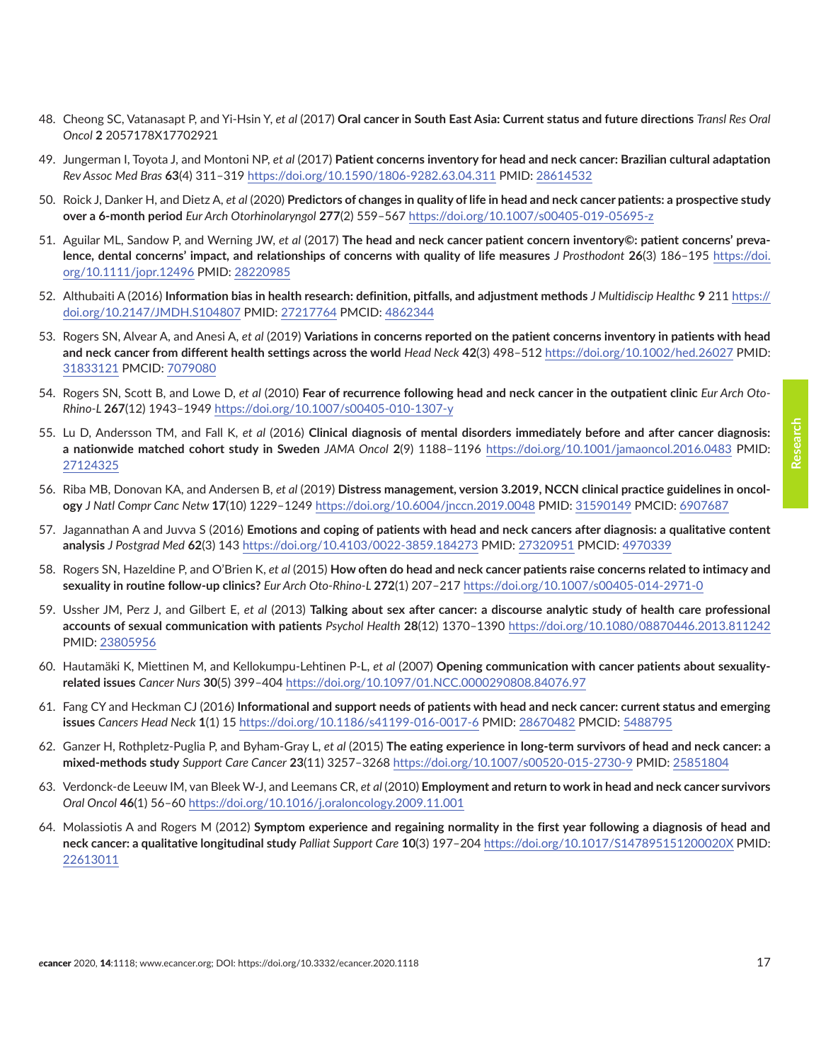48. Cheong SC, Vatanasapt P, and Yi-Hsin Y, *et al* (2017) **Oral cancer in South East Asia: Current status and future directions** *Transl Res Oral Oncol* **2** 2057178X17702921

49. Jungerman I, Toyota J, and Montoni NP, *et al* (2017) **Patient concerns inventory for head and neck cancer: Brazilian cultural adaptation** *Rev Assoc Med Bras* **63**(4) 311–319 https://doi.org/10.1590/1806-9282.63.04.311 PMID: 28614532

50. Roick J, Danker H, and Dietz A, *et al* (2020) **Predictors of changes in quality of life in head and neck cancer patients: a prospective study over a 6-month period** *Eur Arch Otorhinolaryngol* **277**(2) 559–567 https://doi.org/10.1007/s00405-019-05695-z

51. Aguilar ML, Sandow P, and Werning JW, *et al* (2017) **The head and neck cancer patient concern inventory©: patient concerns' prevalence, dental concerns' impact, and relationships of concerns with quality of life measures** *J Prosthodont* **26**(3) 186–195 https://doi.org/10.1111/jopr.12496 PMID: 28220985

52. Althubaiti A (2016) **Information bias in health research: definition, pitfalls, and adjustment methods** *J Multidiscip Healthc* **9** 211 https://doi.org/10.2147/JMDH.S104807 PMID: 27217764 PMCID: 4862344

53. Rogers SN, Alvear A, and Anesi A, *et al* (2019) **Variations in concerns reported on the patient concerns inventory in patients with head and neck cancer from different health settings across the world** *Head Neck* **42**(3) 498–512 https://doi.org/10.1002/hed.26027 PMID: 31833121 PMCID: 7079080

54. Rogers SN, Scott B, and Lowe D, *et al* (2010) **Fear of recurrence following head and neck cancer in the outpatient clinic** *Eur Arch Oto-Rhino-L* **267**(12) 1943–1949 https://doi.org/10.1007/s00405-010-1307-y

55. Lu D, Andersson TM, and Fall K, *et al* (2016) **Clinical diagnosis of mental disorders immediately before and after cancer diagnosis: a nationwide matched cohort study in Sweden** *JAMA Oncol* **2**(9) 1188–1196 https://doi.org/10.1001/jamaoncol.2016.0483 PMID: 27124325

56. Riba MB, Donovan KA, and Andersen B, *et al* (2019) **Distress management, version 3.2019, NCCN clinical practice guidelines in oncology** *J Natl Compr Canc Netw* **17**(10) 1229–1249 https://doi.org/10.6004/jnccn.2019.0048 PMID: 31590149 PMCID: 6907687

57. Jagannathan A and Juvva S (2016) **Emotions and coping of patients with head and neck cancers after diagnosis: a qualitative content analysis** *J Postgrad Med* **62**(3) 143 https://doi.org/10.4103/0022-3859.184273 PMID: 27320951 PMCID: 4970339

58. Rogers SN, Hazeldine P, and O'Brien K, *et al* (2015) **How often do head and neck cancer patients raise concerns related to intimacy and sexuality in routine follow-up clinics?** *Eur Arch Oto-Rhino-L* **272**(1) 207–217 https://doi.org/10.1007/s00405-014-2971-0

59. Ussher JM, Perz J, and Gilbert E, *et al* (2013) **Talking about sex after cancer: a discourse analytic study of health care professional accounts of sexual communication with patients** *Psychol Health* **28**(12) 1370–1390 https://doi.org/10.1080/08870446.2013.811242 PMID: 23805956

60. Hautamäki K, Miettinen M, and Kellokumpu-Lehtinen P-L, *et al* (2007) **Opening communication with cancer patients about sexuality-related issues** *Cancer Nurs* **30**(5) 399–404 https://doi.org/10.1097/01.NCC.0000290808.84076.97

61. Fang CY and Heckman CJ (2016) **Informational and support needs of patients with head and neck cancer: current status and emerging issues** *Cancers Head Neck* **1**(1) 15 https://doi.org/10.1186/s41199-016-0017-6 PMID: 28670482 PMCID: 5488795

62. Ganzer H, Rothpletz-Puglia P, and Byham-Gray L, *et al* (2015) **The eating experience in long-term survivors of head and neck cancer: a mixed-methods study** *Support Care Cancer* **23**(11) 3257–3268 https://doi.org/10.1007/s00520-015-2730-9 PMID: 25851804

63. Verdonck-de Leeuw IM, van Bleek W-J, and Leemans CR, *et al* (2010) **Employment and return to work in head and neck cancer survivors** *Oral Oncol* **46**(1) 56–60 https://doi.org/10.1016/j.oraloncology.2009.11.001

64. Molassiotis A and Rogers M (2012) **Symptom experience and regaining normality in the first year following a diagnosis of head and neck cancer: a qualitative longitudinal study** *Palliat Support Care* **10**(3) 197–204 https://doi.org/10.1017/S147895151200020X PMID: 22613011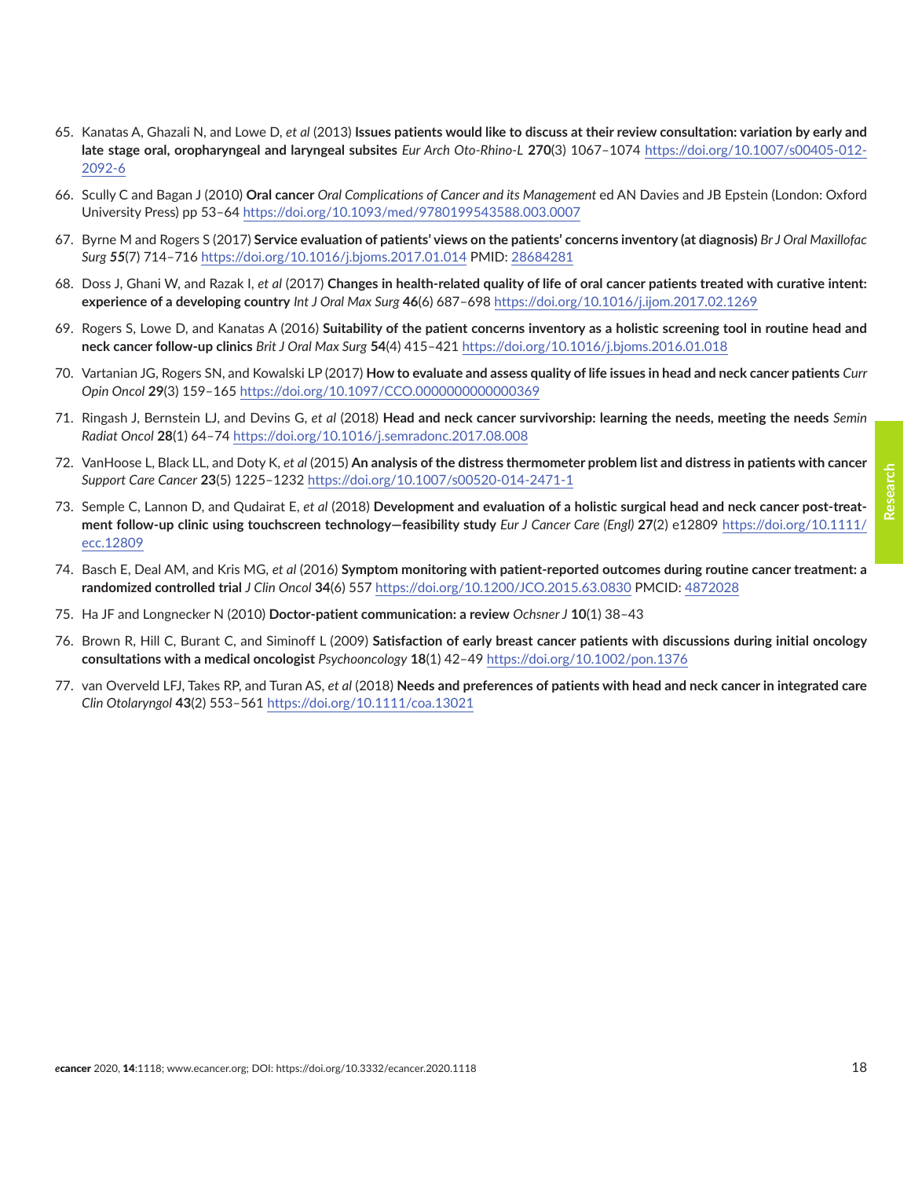65. Kanatas A, Ghazali N, and Lowe D, *et al* (2013) **Issues patients would like to discuss at their review consultation: variation by early and late stage oral, oropharyngeal and laryngeal subsites** *Eur Arch Oto-Rhino-L* **270**(3) 1067–1074 https://doi.org/10.1007/s00405-012-2092-6

66. Scully C and Bagan J (2010) **Oral cancer** *Oral Complications of Cancer and its Management* ed AN Davies and JB Epstein (London: Oxford University Press) pp 53–64 https://doi.org/10.1093/med/9780199543588.003.0007

67. Byrne M and Rogers S (2017) **Service evaluation of patients' views on the patients' concerns inventory (at diagnosis)** *Br J Oral Maxillofac Surg 55*(7) 714–716 https://doi.org/10.1016/j.bjoms.2017.01.014 PMID: 28684281

68. Doss J, Ghani W, and Razak I, *et al* (2017) **Changes in health-related quality of life of oral cancer patients treated with curative intent: experience of a developing country** *Int J Oral Max Surg* **46**(6) 687–698 https://doi.org/10.1016/j.ijom.2017.02.1269

69. Rogers S, Lowe D, and Kanatas A (2016) **Suitability of the patient concerns inventory as a holistic screening tool in routine head and neck cancer follow-up clinics** *Brit J Oral Max Surg* **54**(4) 415–421 https://doi.org/10.1016/j.bjoms.2016.01.018

70. Vartanian JG, Rogers SN, and Kowalski LP (2017) **How to evaluate and assess quality of life issues in head and neck cancer patients** *Curr Opin Oncol* **29**(3) 159–165 https://doi.org/10.1097/CCO.0000000000000369

71. Ringash J, Bernstein LJ, and Devins G, *et al* (2018) **Head and neck cancer survivorship: learning the needs, meeting the needs** *Semin Radiat Oncol* **28**(1) 64–74 https://doi.org/10.1016/j.semradonc.2017.08.008

72. VanHoose L, Black LL, and Doty K, *et al* (2015) **An analysis of the distress thermometer problem list and distress in patients with cancer** *Support Care Cancer* **23**(5) 1225–1232 https://doi.org/10.1007/s00520-014-2471-1

73. Semple C, Lannon D, and Qudairat E, *et al* (2018) **Development and evaluation of a holistic surgical head and neck cancer post-treatment follow-up clinic using touchscreen technology—feasibility study** *Eur J Cancer Care (Engl)* **27**(2) e12809 https://doi.org/10.1111/ecc.12809

74. Basch E, Deal AM, and Kris MG, *et al* (2016) **Symptom monitoring with patient-reported outcomes during routine cancer treatment: a randomized controlled trial** *J Clin Oncol* **34**(6) 557 https://doi.org/10.1200/JCO.2015.63.0830 PMCID: 4872028

75. Ha JF and Longnecker N (2010) **Doctor-patient communication: a review** *Ochsner J* **10**(1) 38–43

76. Brown R, Hill C, Burant C, and Siminoff L (2009) **Satisfaction of early breast cancer patients with discussions during initial oncology consultations with a medical oncologist** *Psychooncology* **18**(1) 42–49 https://doi.org/10.1002/pon.1376

77. van Overveld LFJ, Takes RP, and Turan AS, *et al* (2018) **Needs and preferences of patients with head and neck cancer in integrated care** *Clin Otolaryngol* **43**(2) 553–561 https://doi.org/10.1111/coa.13021